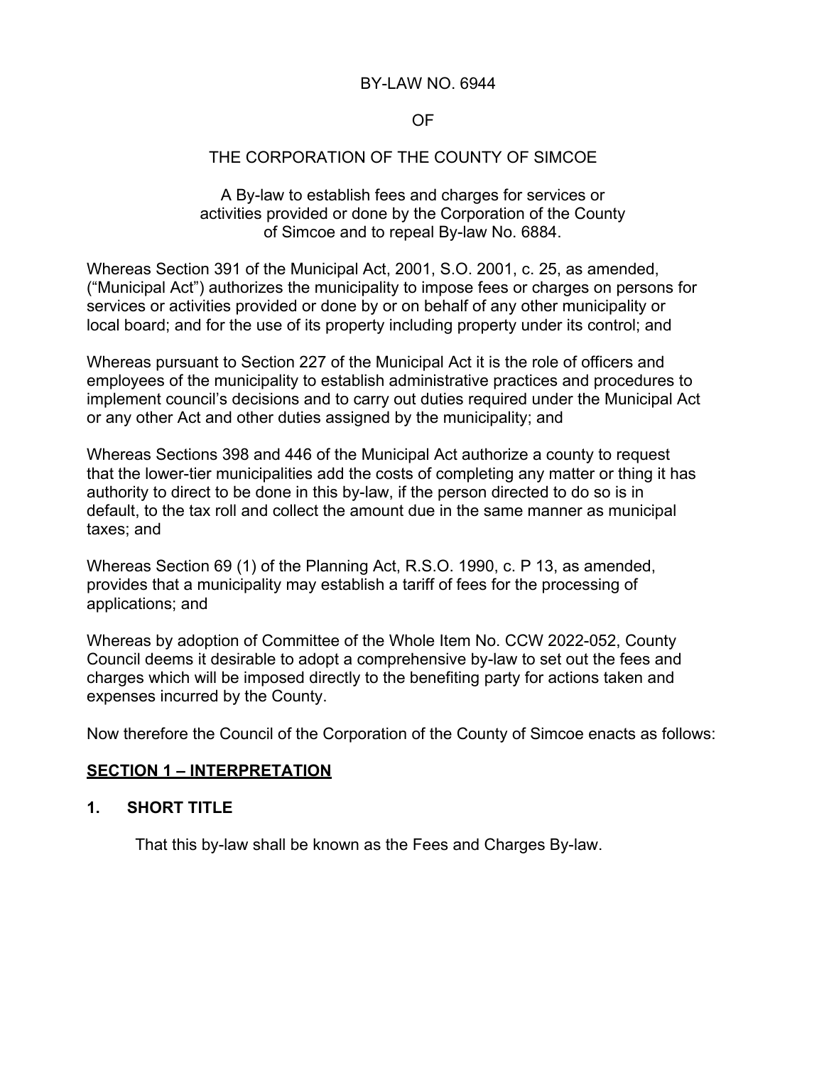# BY-LAW NO. 6944

OF

# THE CORPORATION OF THE COUNTY OF SIMCOE

A By-law to establish fees and charges for services or activities provided or done by the Corporation of the County of Simcoe and to repeal By-law No. 6884.

Whereas Section 391 of the Municipal Act, 2001, S.O. 2001, c. 25, as amended, ("Municipal Act") authorizes the municipality to impose fees or charges on persons for services or activities provided or done by or on behalf of any other municipality or local board; and for the use of its property including property under its control; and

Whereas pursuant to Section 227 of the Municipal Act it is the role of officers and employees of the municipality to establish administrative practices and procedures to implement council's decisions and to carry out duties required under the Municipal Act or any other Act and other duties assigned by the municipality; and

Whereas Sections 398 and 446 of the Municipal Act authorize a county to request that the lower-tier municipalities add the costs of completing any matter or thing it has authority to direct to be done in this by-law, if the person directed to do so is in default, to the tax roll and collect the amount due in the same manner as municipal taxes; and

Whereas Section 69 (1) of the Planning Act, R.S.O. 1990, c. P 13, as amended, provides that a municipality may establish a tariff of fees for the processing of applications; and

Whereas by adoption of Committee of the Whole Item No. CCW 2022-052, County Council deems it desirable to adopt a comprehensive by-law to set out the fees and charges which will be imposed directly to the benefiting party for actions taken and expenses incurred by the County.

Now therefore the Council of the Corporation of the County of Simcoe enacts as follows:

## SECTION 1 – INTERPRETATION

### 1. SHORT TITLE

That this by-law shall be known as the Fees and Charges By-law.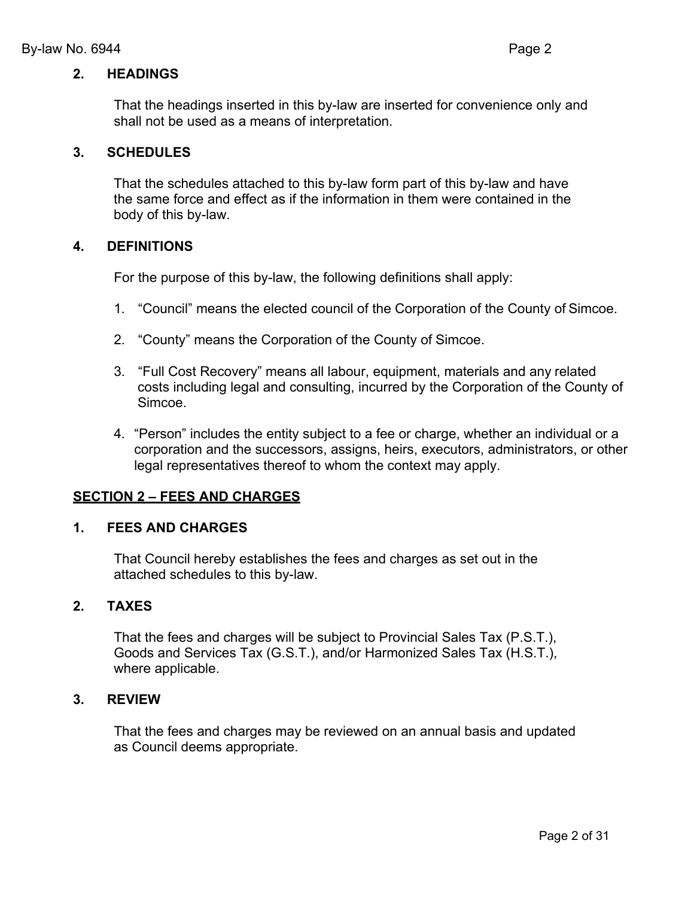### 2. HEADINGS

That the headings inserted in this by-law are inserted for convenience only and shall not be used as a means of interpretation.

### 3. SCHEDULES

That the schedules attached to this by-law form part of this by-law and have the same force and effect as if the information in them were contained in the body of this by-law.

### 4. DEFINITIONS

For the purpose of this by-law, the following definitions shall apply:

1. “Council” means the elected council of the Corporation of the County of Simcoe.

2. “County” means the Corporation of the County of Simcoe.

3. “Full Cost Recovery” means all labour, equipment, materials and any related costs including legal and consulting, incurred by the Corporation of the County of Simcoe.

4. “Person” includes the entity subject to a fee or charge, whether an individual or a corporation and the successors, assigns, heirs, executors, administrators, or other legal representatives thereof to whom the context may apply.

## SECTION 2 – FEES AND CHARGES

### 1. FEES AND CHARGES

That Council hereby establishes the fees and charges as set out in the attached schedules to this by-law.

### 2. TAXES

That the fees and charges will be subject to Provincial Sales Tax (P.S.T.), Goods and Services Tax (G.S.T.), and/or Harmonized Sales Tax (H.S.T.), where applicable.

### 3. REVIEW

That the fees and charges may be reviewed on an annual basis and updated as Council deems appropriate.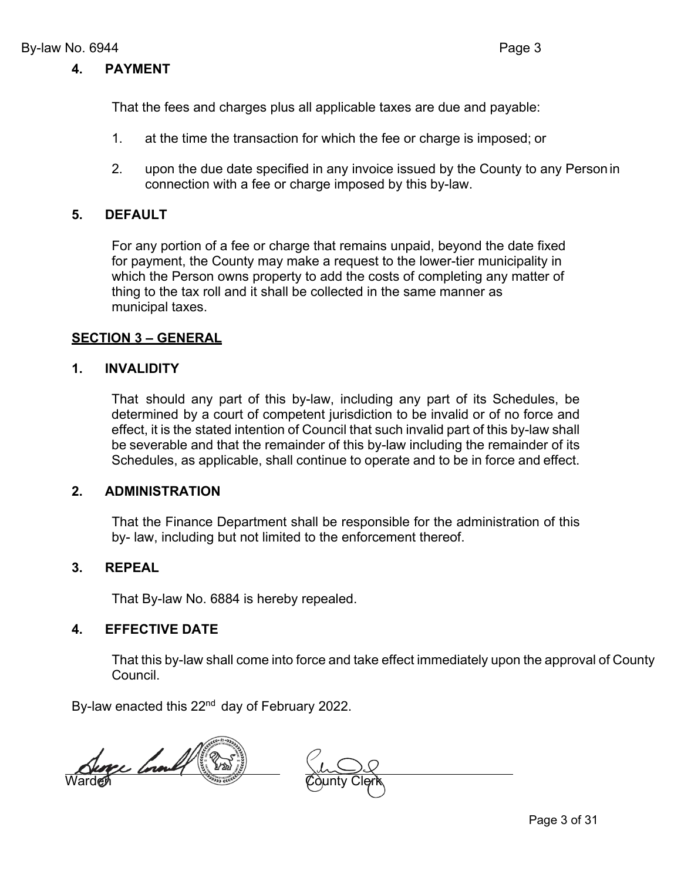### 4. PAYMENT

That the fees and charges plus all applicable taxes are due and payable:

1. at the time the transaction for which the fee or charge is imposed; or

2. upon the due date specified in any invoice issued by the County to any Person in connection with a fee or charge imposed by this by-law.

### 5. DEFAULT

For any portion of a fee or charge that remains unpaid, beyond the date fixed for payment, the County may make a request to the lower-tier municipality in which the Person owns property to add the costs of completing any matter of thing to the tax roll and it shall be collected in the same manner as municipal taxes.

## SECTION 3 – GENERAL

### 1. INVALIDITY

That should any part of this by-law, including any part of its Schedules, be determined by a court of competent jurisdiction to be invalid or of no force and effect, it is the stated intention of Council that such invalid part of this by-law shall be severable and that the remainder of this by-law including the remainder of its Schedules, as applicable, shall continue to operate and to be in force and effect.

### 2. ADMINISTRATION

That the Finance Department shall be responsible for the administration of this by- law, including but not limited to the enforcement thereof.

### 3. REPEAL

That By-law No. 6884 is hereby repealed.

### 4. EFFECTIVE DATE

That this by-law shall come into force and take effect immediately upon the approval of County Council.

By-law enacted this 22nd day of February 2022.

Warden

County Clerk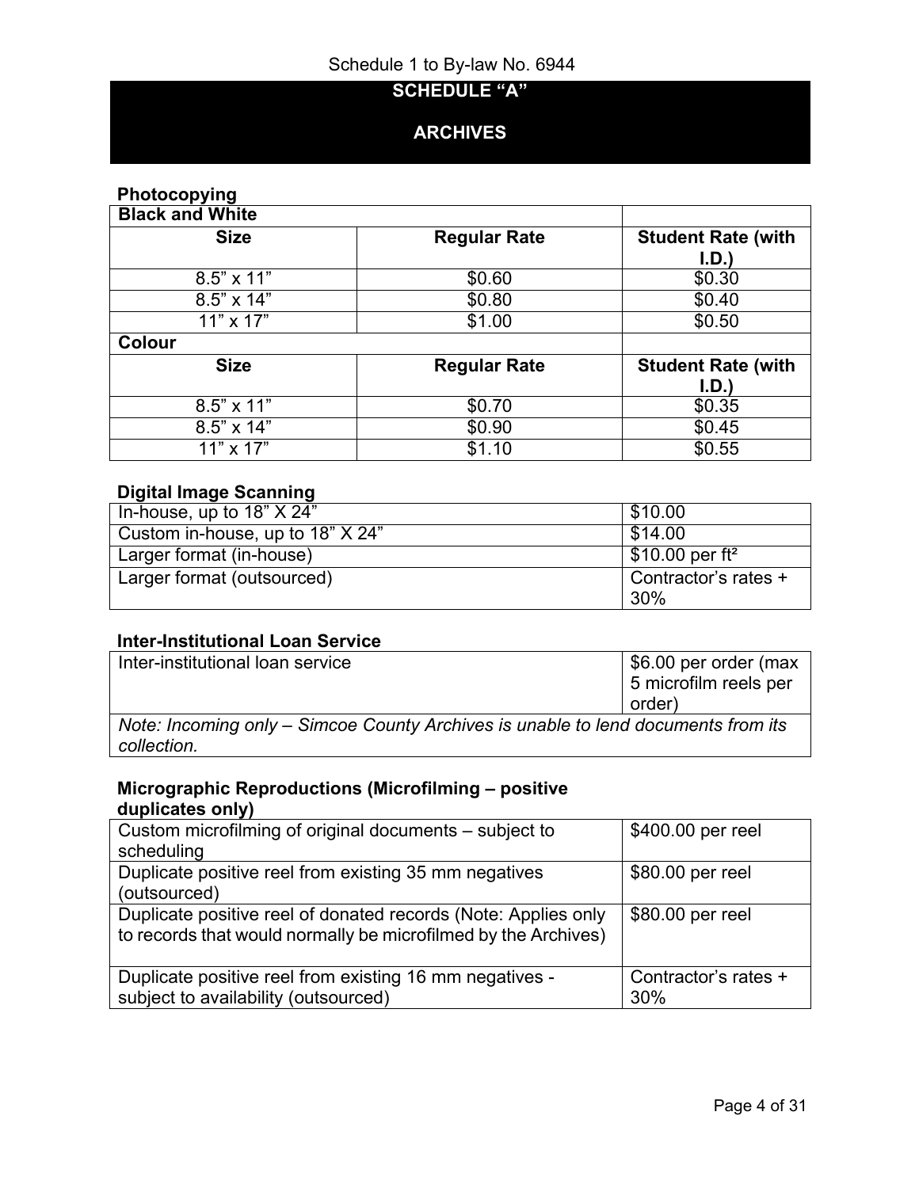Schedule 1 to By-law No. 6944

# SCHEDULE "A"

# ARCHIVES

### Photocopying

| Black and White | | |
|---|---|---|
| **Size** | **Regular Rate** | **Student Rate (with I.D.)** |
| 8.5" x 11" | $0.60 | $0.30 |
| 8.5" x 14" | $0.80 | $0.40 |
| 11" x 17" | $1.00 | $0.50 |
| **Colour** | | |
| **Size** | **Regular Rate** | **Student Rate (with I.D.)** |
| 8.5" x 11" | $0.70 | $0.35 |
| 8.5" x 14" | $0.90 | $0.45 |
| 11" x 17" | $1.10 | $0.55 |

### Digital Image Scanning

| | |
|---|---|
| In-house, up to 18" X 24" | $10.00 |
| Custom in-house, up to 18" X 24" | $14.00 |
| Larger format (in-house) | $10.00 per ft² |
| Larger format (outsourced) | Contractor's rates + 30% |

### Inter-Institutional Loan Service

| | |
|---|---|
| Inter-institutional loan service | $6.00 per order (max 5 microfilm reels per order) |
| *Note: Incoming only – Simcoe County Archives is unable to lend documents from its collection.* | |

### Micrographic Reproductions (Microfilming – positive duplicates only)

| | |
|---|---|
| Custom microfilming of original documents – subject to scheduling | $400.00 per reel |
| Duplicate positive reel from existing 35 mm negatives (outsourced) | $80.00 per reel |
| Duplicate positive reel of donated records (Note: Applies only to records that would normally be microfilmed by the Archives) | $80.00 per reel |
| Duplicate positive reel from existing 16 mm negatives - subject to availability (outsourced) | Contractor's rates + 30% |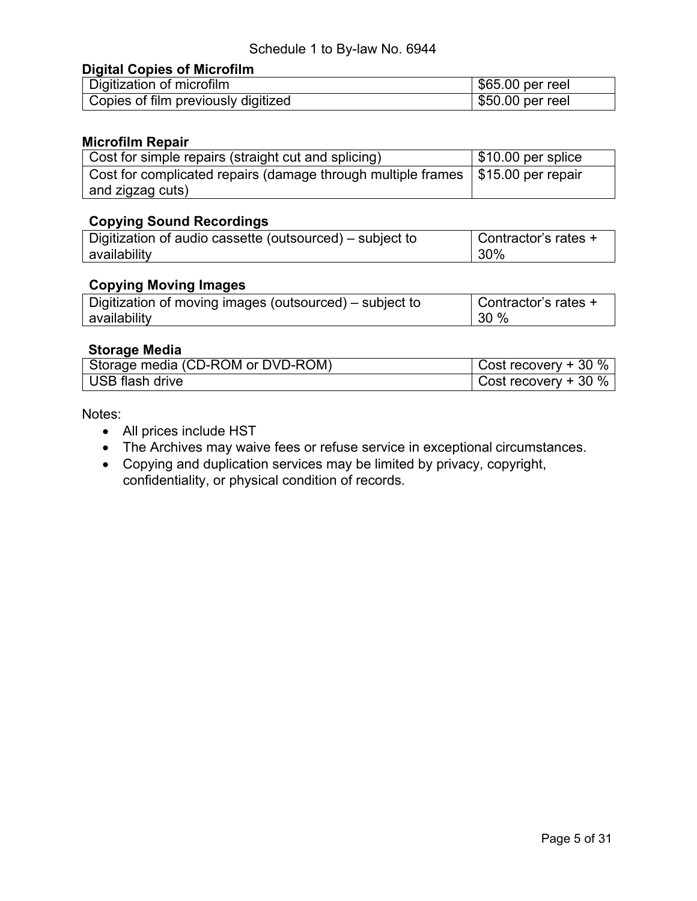Schedule 1 to By-law No. 6944

**Digital Copies of Microfilm**

| Digitization of microfilm | $65.00 per reel |
| --- | --- |
| Copies of film previously digitized | $50.00 per reel |

**Microfilm Repair**

| Cost for simple repairs (straight cut and splicing) | $10.00 per splice |
| --- | --- |
| Cost for complicated repairs (damage through multiple frames and zigzag cuts) | $15.00 per repair |

**Copying Sound Recordings**

| Digitization of audio cassette (outsourced) – subject to availability | Contractor's rates + 30% |
| --- | --- |

**Copying Moving Images**

| Digitization of moving images (outsourced) – subject to availability | Contractor's rates + 30 % |
| --- | --- |

**Storage Media**

| Storage media (CD-ROM or DVD-ROM) | Cost recovery + 30 % |
| --- | --- |
| USB flash drive | Cost recovery + 30 % |

Notes:

- All prices include HST
- The Archives may waive fees or refuse service in exceptional circumstances.
- Copying and duplication services may be limited by privacy, copyright, confidentiality, or physical condition of records.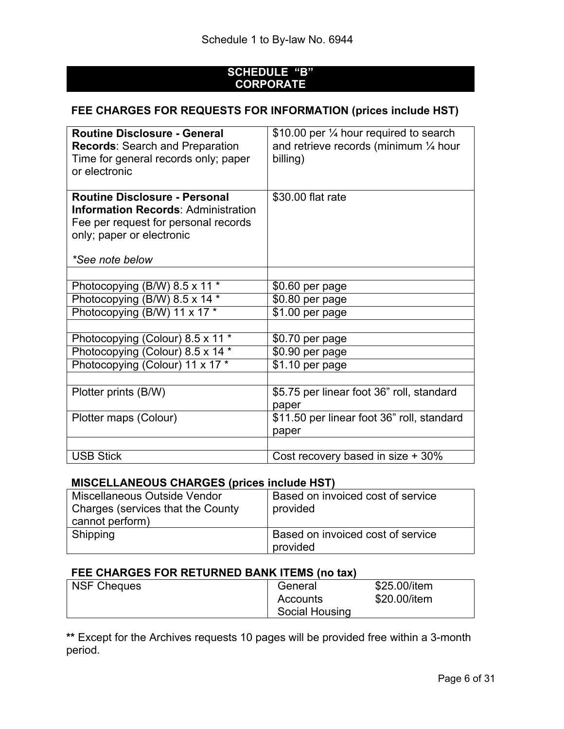Schedule 1 to By-law No. 6944

## SCHEDULE "B"
## CORPORATE

### FEE CHARGES FOR REQUESTS FOR INFORMATION (prices include HST)

| | |
|---|---|
| **Routine Disclosure - General Records**: Search and Preparation Time for general records only; paper or electronic | $10.00 per ¼ hour required to search and retrieve records (minimum ¼ hour billing) |
| **Routine Disclosure - Personal Information Records**: Administration Fee per request for personal records only; paper or electronic<br><br>*\*See note below* | $30.00 flat rate |
| | |
| Photocopying (B/W) 8.5 x 11 * | $0.60 per page |
| Photocopying (B/W) 8.5 x 14 * | $0.80 per page |
| Photocopying (B/W) 11 x 17 * | $1.00 per page |
| | |
| Photocopying (Colour) 8.5 x 11 * | $0.70 per page |
| Photocopying (Colour) 8.5 x 14 * | $0.90 per page |
| Photocopying (Colour) 11 x 17 * | $1.10 per page |
| | |
| Plotter prints (B/W) | $5.75 per linear foot 36" roll, standard paper |
| Plotter maps (Colour) | $11.50 per linear foot 36" roll, standard paper |
| | |
| USB Stick | Cost recovery based in size + 30% |

### MISCELLANEOUS CHARGES (prices include HST)

| | |
|---|---|
| Miscellaneous Outside Vendor Charges (services that the County cannot perform) | Based on invoiced cost of service provided |
| Shipping | Based on invoiced cost of service provided |

### FEE CHARGES FOR RETURNED BANK ITEMS (no tax)

| | | |
|---|---|---|
| NSF Cheques | General Accounts | $25.00/item |
| | Social Housing | $20.00/item |

**\*\*** Except for the Archives requests 10 pages will be provided free within a 3-month period.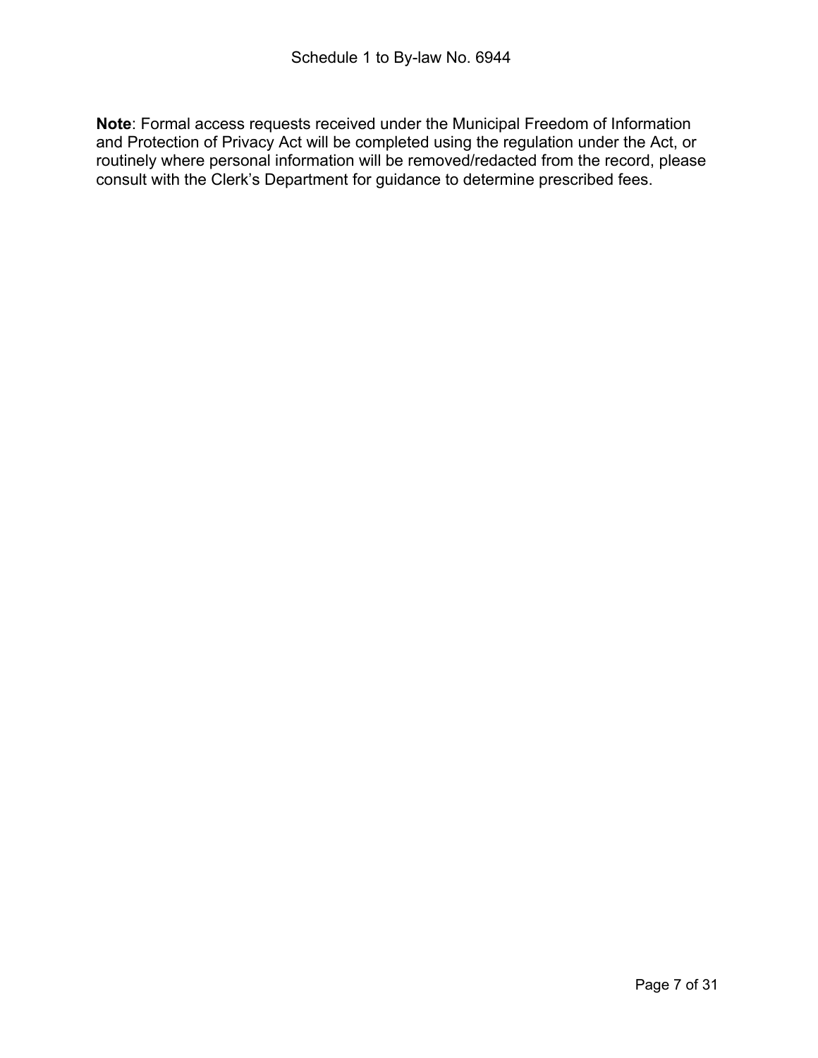**Note**: Formal access requests received under the Municipal Freedom of Information and Protection of Privacy Act will be completed using the regulation under the Act, or routinely where personal information will be removed/redacted from the record, please consult with the Clerk's Department for guidance to determine prescribed fees.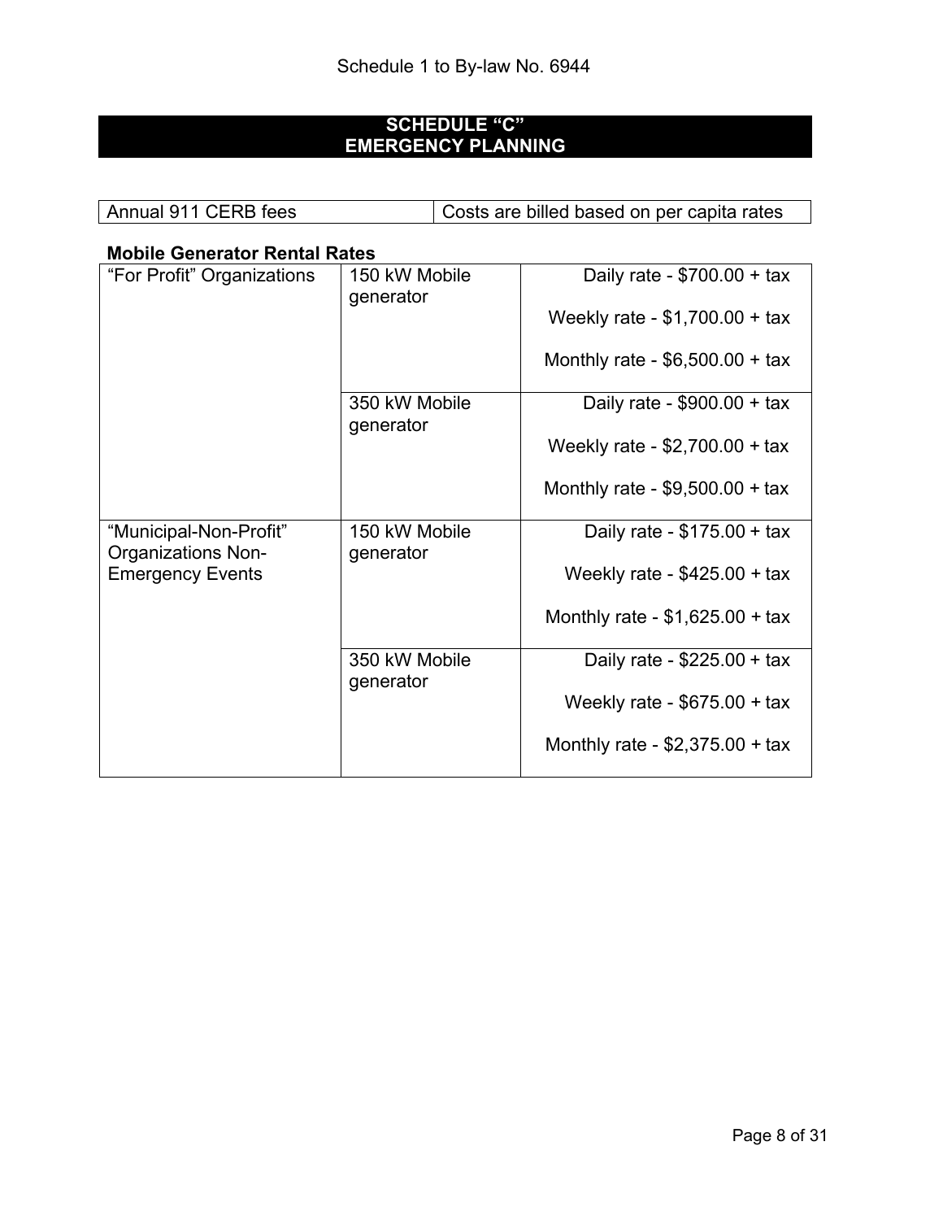Schedule 1 to By-law No. 6944

## SCHEDULE "C"
## EMERGENCY PLANNING

| Annual 911 CERB fees | Costs are billed based on per capita rates |
|---|---|

**Mobile Generator Rental Rates**

| | | |
|---|---|---|
| "For Profit" Organizations | 150 kW Mobile generator | Daily rate - $700.00 + tax<br>Weekly rate - $1,700.00 + tax<br>Monthly rate - $6,500.00 + tax |
| | 350 kW Mobile generator | Daily rate - $900.00 + tax<br>Weekly rate - $2,700.00 + tax<br>Monthly rate - $9,500.00 + tax |
| "Municipal-Non-Profit" Organizations Non-Emergency Events | 150 kW Mobile generator | Daily rate - $175.00 + tax<br>Weekly rate - $425.00 + tax<br>Monthly rate - $1,625.00 + tax |
| | 350 kW Mobile generator | Daily rate - $225.00 + tax<br>Weekly rate - $675.00 + tax<br>Monthly rate - $2,375.00 + tax |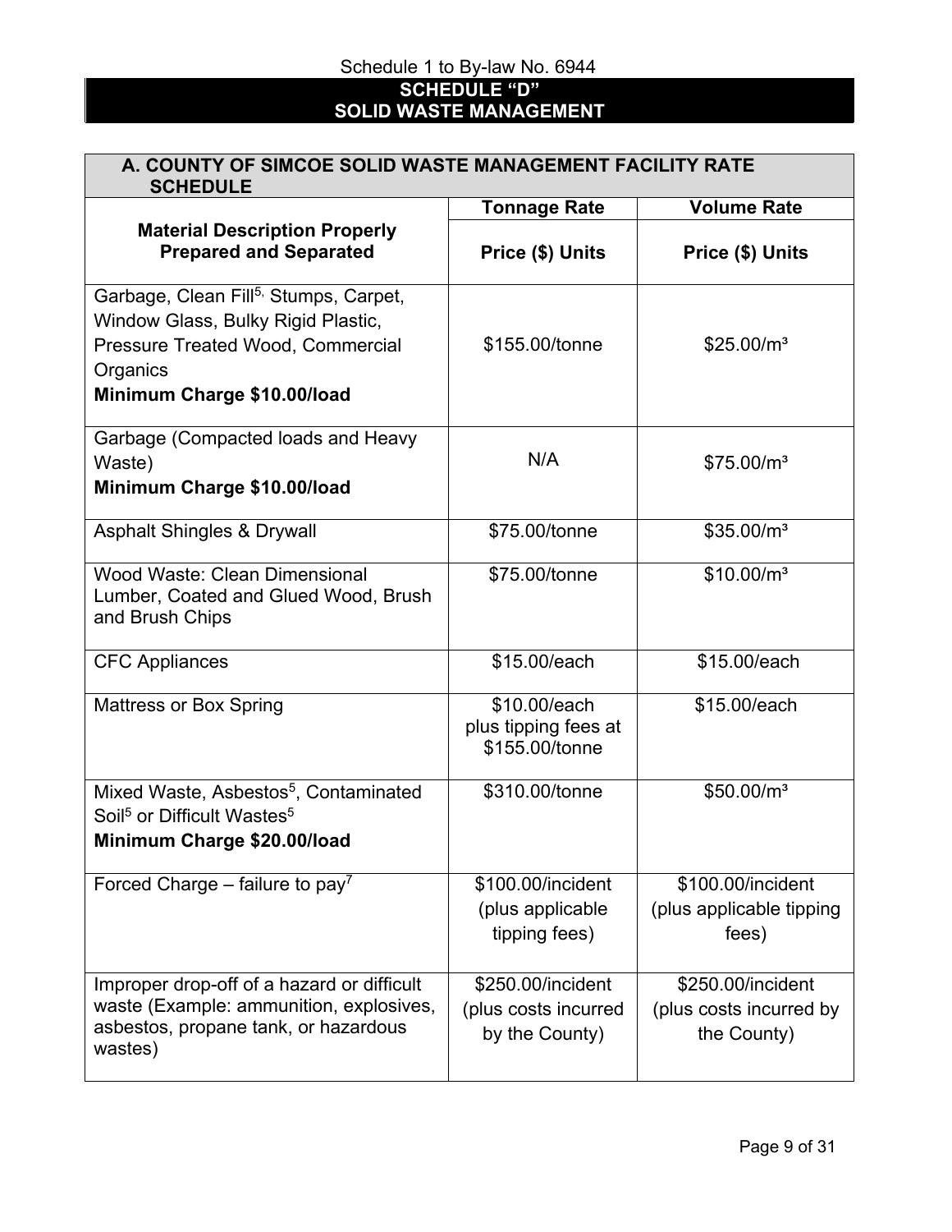Schedule 1 to By-law No. 6944

# SCHEDULE "D"
# SOLID WASTE MANAGEMENT

| A. COUNTY OF SIMCOE SOLID WASTE MANAGEMENT FACILITY RATE SCHEDULE | | |
|---|---|---|
| **Material Description Properly Prepared and Separated** | **Tonnage Rate** | **Volume Rate** |
| | **Price ($) Units** | **Price ($) Units** |
| Garbage, Clean Fill[5], Stumps, Carpet, Window Glass, Bulky Rigid Plastic, Pressure Treated Wood, Commercial Organics<br>**Minimum Charge $10.00/load** | $155.00/tonne | $25.00/m³ |
| Garbage (Compacted loads and Heavy Waste)<br>**Minimum Charge $10.00/load** | N/A | $75.00/m³ |
| Asphalt Shingles & Drywall | $75.00/tonne | $35.00/m³ |
| Wood Waste: Clean Dimensional Lumber, Coated and Glued Wood, Brush and Brush Chips | $75.00/tonne | $10.00/m³ |
| CFC Appliances | $15.00/each | $15.00/each |
| Mattress or Box Spring | $10.00/each plus tipping fees at $155.00/tonne | $15.00/each |
| Mixed Waste, Asbestos[5], Contaminated Soil[5] or Difficult Wastes[5]<br>**Minimum Charge $20.00/load** | $310.00/tonne | $50.00/m³ |
| Forced Charge – failure to pay[7] | $100.00/incident (plus applicable tipping fees) | $100.00/incident (plus applicable tipping fees) |
| Improper drop-off of a hazard or difficult waste (Example: ammunition, explosives, asbestos, propane tank, or hazardous wastes) | $250.00/incident (plus costs incurred by the County) | $250.00/incident (plus costs incurred by the County) |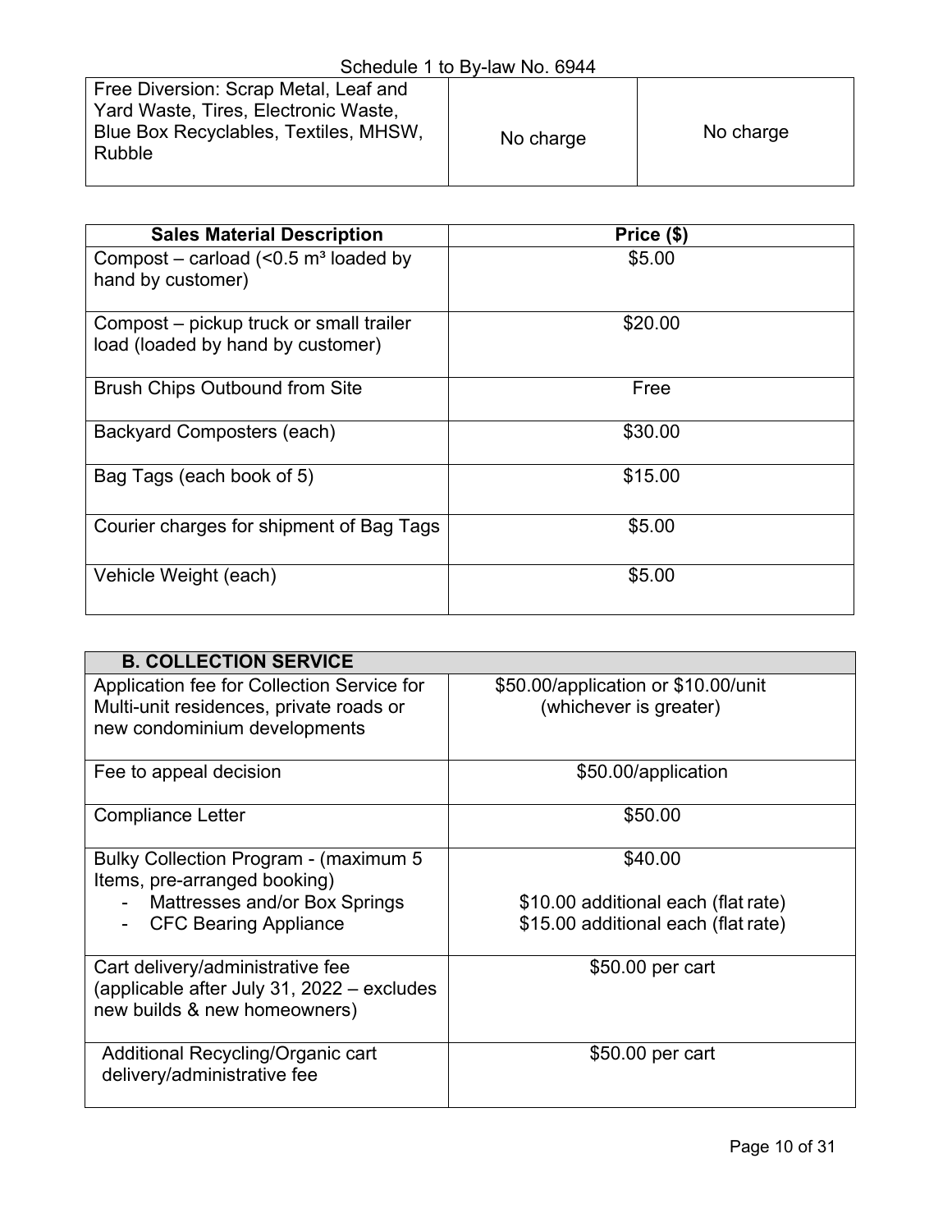Schedule 1 to By-law No. 6944

| | | |
|---|---|---|
| Free Diversion: Scrap Metal, Leaf and Yard Waste, Tires, Electronic Waste, Blue Box Recyclables, Textiles, MHSW, Rubble | No charge | No charge |

| Sales Material Description | Price ($) |
|---|---|
| Compost – carload (<0.5 m³ loaded by hand by customer) | $5.00 |
| Compost – pickup truck or small trailer load (loaded by hand by customer) | $20.00 |
| Brush Chips Outbound from Site | Free |
| Backyard Composters (each) | $30.00 |
| Bag Tags (each book of 5) | $15.00 |
| Courier charges for shipment of Bag Tags | $5.00 |
| Vehicle Weight (each) | $5.00 |

| **B. COLLECTION SERVICE** | |
|---|---|
| Application fee for Collection Service for Multi-unit residences, private roads or new condominium developments | $50.00/application or $10.00/unit (whichever is greater) |
| Fee to appeal decision | $50.00/application |
| Compliance Letter | $50.00 |
| Bulky Collection Program - (maximum 5 Items, pre-arranged booking)<br>- Mattresses and/or Box Springs<br>- CFC Bearing Appliance | $40.00<br><br>$10.00 additional each (flat rate)<br>$15.00 additional each (flat rate) |
| Cart delivery/administrative fee (applicable after July 31, 2022 – excludes new builds & new homeowners) | $50.00 per cart |
| Additional Recycling/Organic cart delivery/administrative fee | $50.00 per cart |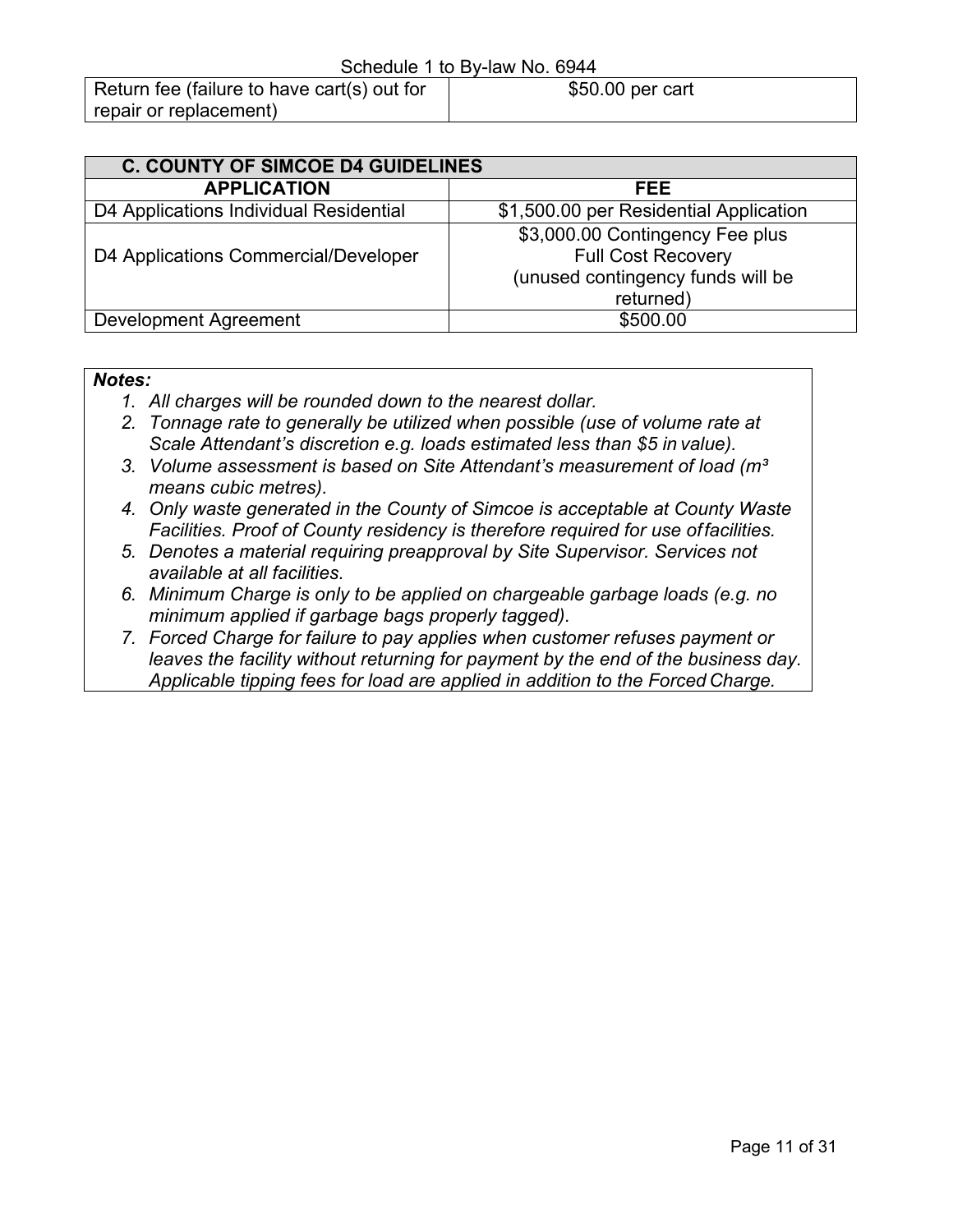| Return fee (failure to have cart(s) out for repair or replacement) | $50.00 per cart |
|---|---|

| C. COUNTY OF SIMCOE D4 GUIDELINES | |
|---|---|
| **APPLICATION** | **FEE** |
| D4 Applications Individual Residential | $1,500.00 per Residential Application |
| D4 Applications Commercial/Developer | $3,000.00 Contingency Fee plus Full Cost Recovery (unused contingency funds will be returned) |
| Development Agreement | $500.00 |

***Notes:***

1. *All charges will be rounded down to the nearest dollar.*
2. *Tonnage rate to generally be utilized when possible (use of volume rate at Scale Attendant's discretion e.g. loads estimated less than $5 in value).*
3. *Volume assessment is based on Site Attendant's measurement of load ($m^3$ means cubic metres).*
4. *Only waste generated in the County of Simcoe is acceptable at County Waste Facilities. Proof of County residency is therefore required for use of facilities.*
5. *Denotes a material requiring preapproval by Site Supervisor. Services not available at all facilities.*
6. *Minimum Charge is only to be applied on chargeable garbage loads (e.g. no minimum applied if garbage bags properly tagged).*
7. *Forced Charge for failure to pay applies when customer refuses payment or leaves the facility without returning for payment by the end of the business day. Applicable tipping fees for load are applied in addition to the Forced Charge.*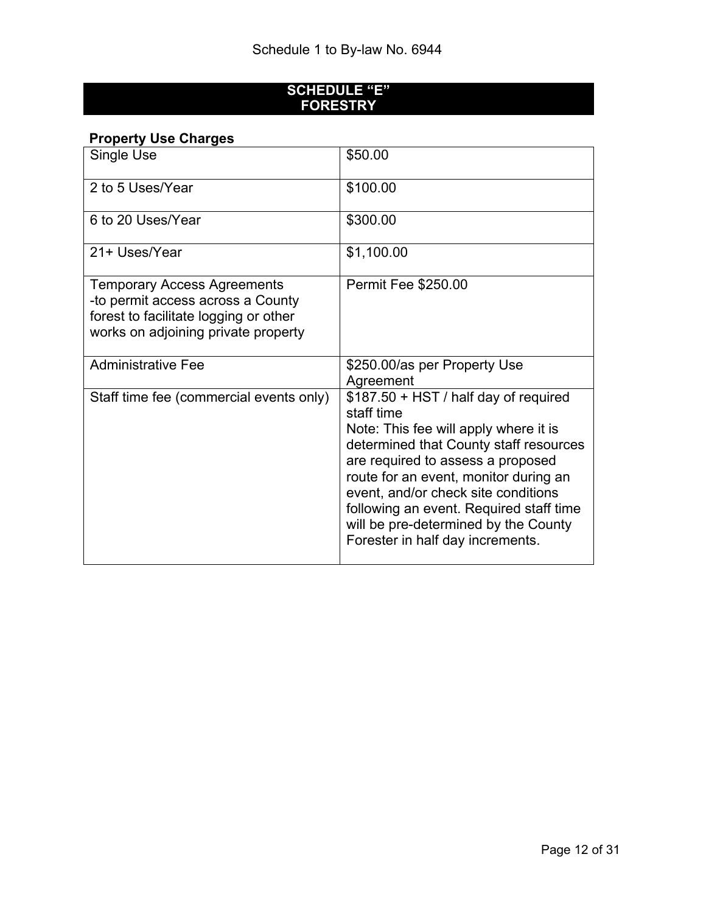Schedule 1 to By-law No. 6944

## SCHEDULE "E"
## FORESTRY

**Property Use Charges**

| | |
|---|---|
| Single Use | $50.00 |
| 2 to 5 Uses/Year | $100.00 |
| 6 to 20 Uses/Year | $300.00 |
| 21+ Uses/Year | $1,100.00 |
| Temporary Access Agreements<br>-to permit access across a County forest to facilitate logging or other works on adjoining private property | Permit Fee $250.00 |
| Administrative Fee | $250.00/as per Property Use Agreement |
| Staff time fee (commercial events only) | $187.50 + HST / half day of required staff time<br>Note: This fee will apply where it is determined that County staff resources are required to assess a proposed route for an event, monitor during an event, and/or check site conditions following an event. Required staff time will be pre-determined by the County Forester in half day increments. |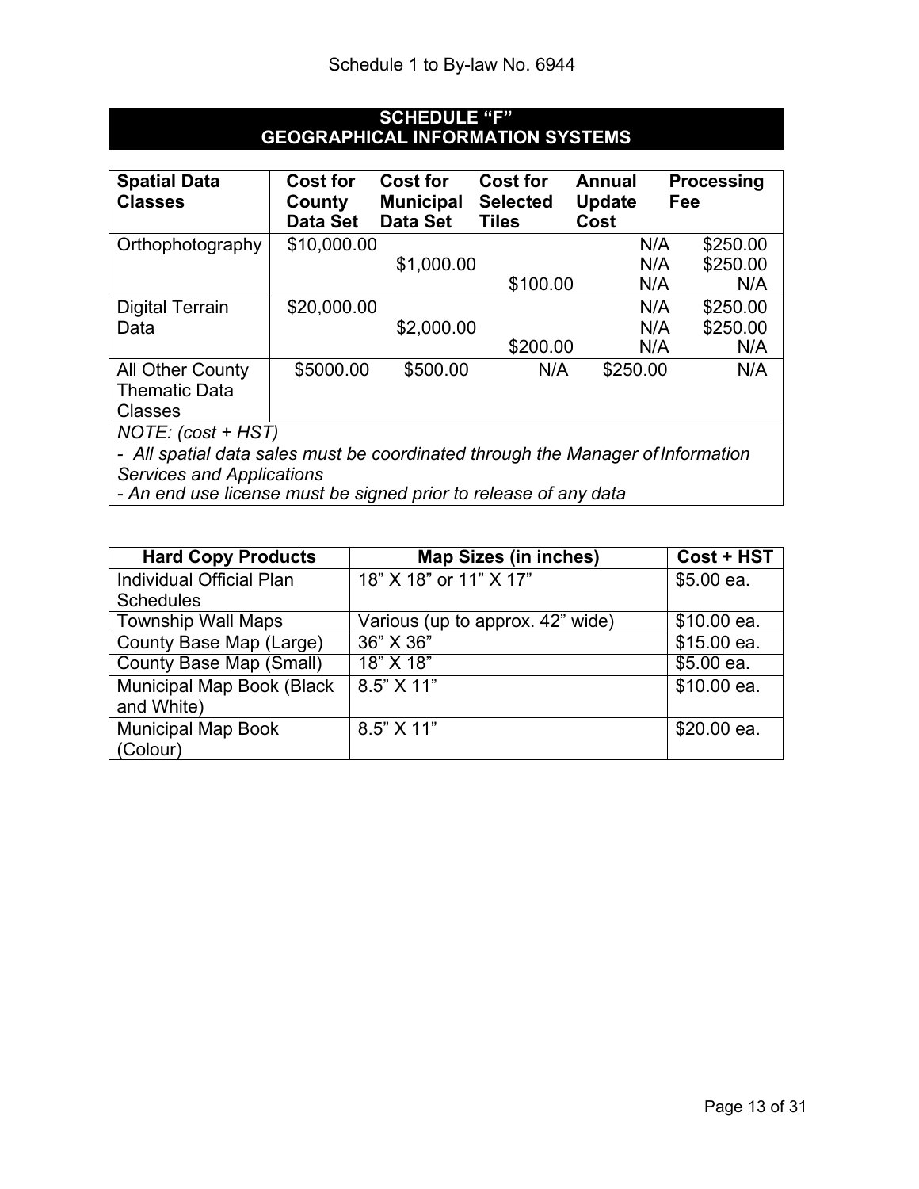Schedule 1 to By-law No. 6944

## SCHEDULE "F"
## GEOGRAPHICAL INFORMATION SYSTEMS

| Spatial Data Classes | Cost for County Data Set | Cost for Municipal Data Set | Cost for Selected Tiles | Annual Update Cost | Processing Fee |
|---|---|---|---|---|---|
| Orthophotography | $10,000.00 | | | N/A | $250.00 |
| | | $1,000.00 | | N/A | $250.00 |
| | | | $100.00 | N/A | N/A |
| Digital Terrain Data | $20,000.00 | | | N/A | $250.00 |
| | | $2,000.00 | | N/A | $250.00 |
| | | | $200.00 | N/A | N/A |
| All Other County Thematic Data Classes | $5000.00 | $500.00 | N/A | $250.00 | N/A |

*NOTE: (cost + HST)*

*- All spatial data sales must be coordinated through the Manager of Information Services and Applications*

*- An end use license must be signed prior to release of any data*

| Hard Copy Products | Map Sizes (in inches) | Cost + HST |
|---|---|---|
| Individual Official Plan Schedules | 18" X 18" or 11" X 17" | $5.00 ea. |
| Township Wall Maps | Various (up to approx. 42" wide) | $10.00 ea. |
| County Base Map (Large) | 36" X 36" | $15.00 ea. |
| County Base Map (Small) | 18" X 18" | $5.00 ea. |
| Municipal Map Book (Black and White) | 8.5" X 11" | $10.00 ea. |
| Municipal Map Book (Colour) | 8.5" X 11" | $20.00 ea. |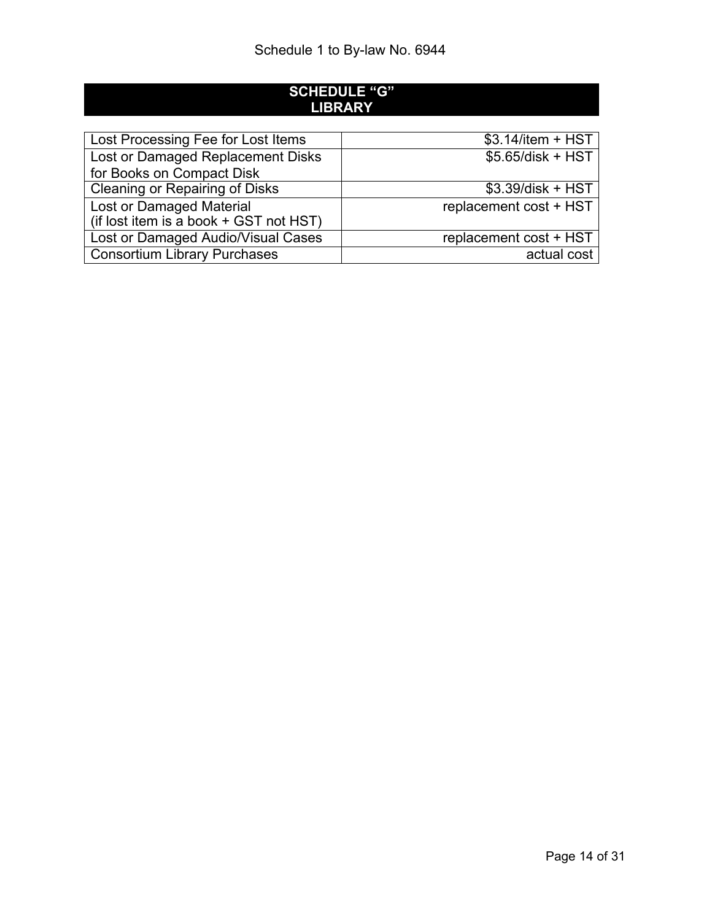Schedule 1 to By-law No. 6944

## SCHEDULE "G"
## LIBRARY

| Item | Fee |
|---|---|
| Lost Processing Fee for Lost Items | $3.14/item + HST |
| Lost or Damaged Replacement Disks for Books on Compact Disk | $5.65/disk + HST |
| Cleaning or Repairing of Disks | $3.39/disk + HST |
| Lost or Damaged Material (if lost item is a book + GST not HST) | replacement cost + HST |
| Lost or Damaged Audio/Visual Cases | replacement cost + HST |
| Consortium Library Purchases | actual cost |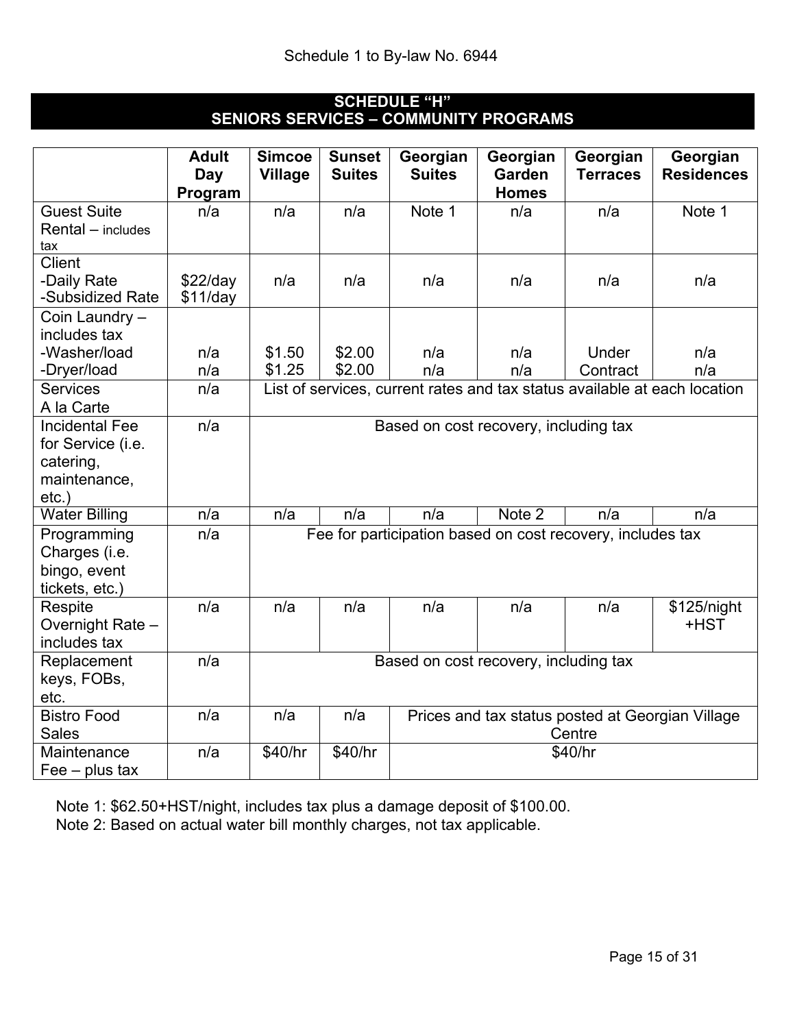Schedule 1 to By-law No. 6944

## SCHEDULE "H"
## SENIORS SERVICES – COMMUNITY PROGRAMS

| | Adult Day Program | Simcoe Village | Sunset Suites | Georgian Suites | Georgian Garden Homes | Georgian Terraces | Georgian Residences |
|---|---|---|---|---|---|---|---|
| Guest Suite Rental – includes tax | n/a | n/a | n/a | Note 1 | n/a | n/a | Note 1 |
| Client<br>-Daily Rate<br>-Subsidized Rate | <br>$22/day<br>$11/day | n/a | n/a | n/a | n/a | n/a | n/a |
| Coin Laundry – includes tax<br>-Washer/load<br>-Dryer/load | <br><br>n/a<br>n/a | <br><br>$1.50<br>$1.25 | <br><br>$2.00<br>$2.00 | <br><br>n/a<br>n/a | <br><br>n/a<br>n/a | <br><br>Under<br>Contract | <br><br>n/a<br>n/a |
| Services A la Carte | n/a | List of services, current rates and tax status available at each location | | | | | |
| Incidental Fee for Service (i.e. catering, maintenance, etc.) | n/a | Based on cost recovery, including tax | | | | | |
| Water Billing | n/a | n/a | n/a | n/a | Note 2 | n/a | n/a |
| Programming Charges (i.e. bingo, event tickets, etc.) | n/a | Fee for participation based on cost recovery, includes tax | | | | | |
| Respite Overnight Rate – includes tax | n/a | n/a | n/a | n/a | n/a | n/a | $125/night +HST |
| Replacement keys, FOBs, etc. | n/a | Based on cost recovery, including tax | | | | | |
| Bistro Food Sales | n/a | n/a | n/a | Prices and tax status posted at Georgian Village Centre | | | |
| Maintenance Fee – plus tax | n/a | $40/hr | $40/hr | $40/hr | | | |

Note 1: $62.50+HST/night, includes tax plus a damage deposit of $100.00.
Note 2: Based on actual water bill monthly charges, not tax applicable.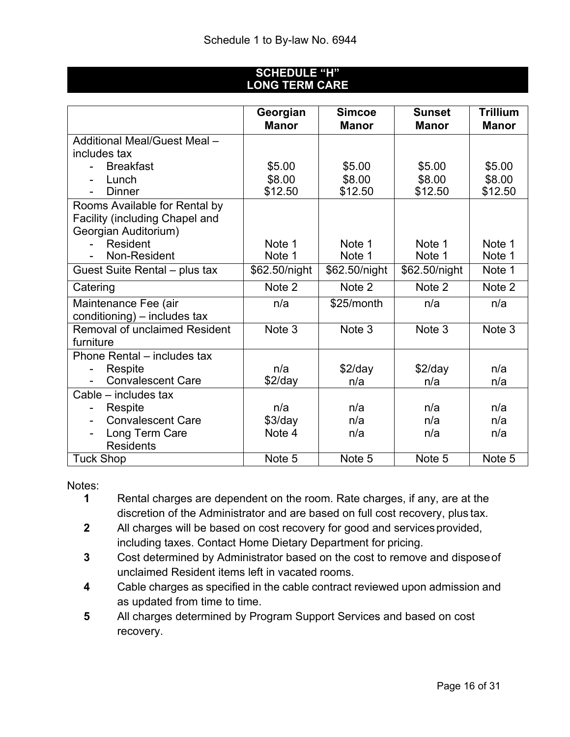Schedule 1 to By-law No. 6944

## SCHEDULE "H"
## LONG TERM CARE

| | Georgian Manor | Simcoe Manor | Sunset Manor | Trillium Manor |
|---|---|---|---|---|
| Additional Meal/Guest Meal – includes tax | | | | |
| - Breakfast | $5.00 | $5.00 | $5.00 | $5.00 |
| - Lunch | $8.00 | $8.00 | $8.00 | $8.00 |
| - Dinner | $12.50 | $12.50 | $12.50 | $12.50 |
| Rooms Available for Rental by Facility (including Chapel and Georgian Auditorium) | | | | |
| - Resident | Note 1 | Note 1 | Note 1 | Note 1 |
| - Non-Resident | Note 1 | Note 1 | Note 1 | Note 1 |
| Guest Suite Rental – plus tax | $62.50/night | $62.50/night | $62.50/night | Note 1 |
| Catering | Note 2 | Note 2 | Note 2 | Note 2 |
| Maintenance Fee (air conditioning) – includes tax | n/a | $25/month | n/a | n/a |
| Removal of unclaimed Resident furniture | Note 3 | Note 3 | Note 3 | Note 3 |
| Phone Rental – includes tax | | | | |
| - Respite | n/a | $2/day | $2/day | n/a |
| - Convalescent Care | $2/day | n/a | n/a | n/a |
| Cable – includes tax | | | | |
| - Respite | n/a | n/a | n/a | n/a |
| - Convalescent Care | $3/day | n/a | n/a | n/a |
| - Long Term Care Residents | Note 4 | n/a | n/a | n/a |
| Tuck Shop | Note 5 | Note 5 | Note 5 | Note 5 |

Notes:

1. Rental charges are dependent on the room. Rate charges, if any, are at the discretion of the Administrator and are based on full cost recovery, plus tax.
2. All charges will be based on cost recovery for good and services provided, including taxes. Contact Home Dietary Department for pricing.
3. Cost determined by Administrator based on the cost to remove and dispose of unclaimed Resident items left in vacated rooms.
4. Cable charges as specified in the cable contract reviewed upon admission and as updated from time to time.
5. All charges determined by Program Support Services and based on cost recovery.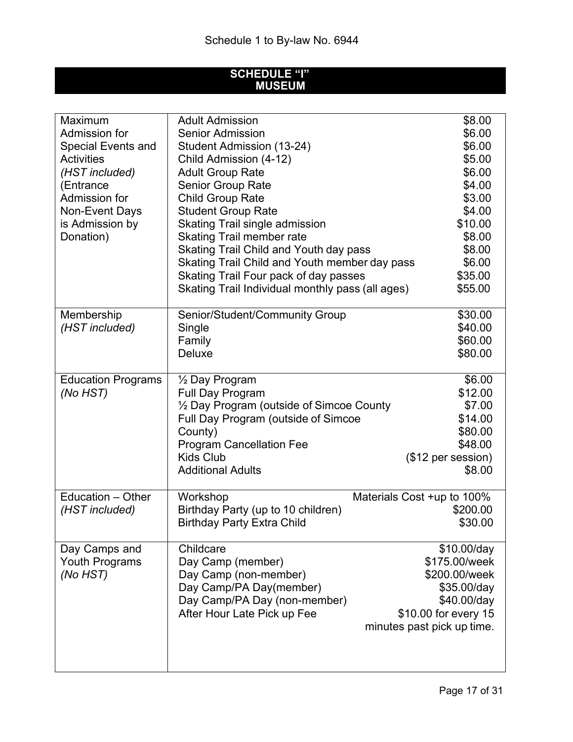Schedule 1 to By-law No. 6944

## SCHEDULE "I"
## MUSEUM

| Category | Item | Fee |
|---|---|---|
| Maximum Admission for Special Events and Activities *(HST included)* (Entrance Admission for Non-Event Days is Admission by Donation) | Adult Admission | $8.00 |
| | Senior Admission | $6.00 |
| | Student Admission (13-24) | $6.00 |
| | Child Admission (4-12) | $5.00 |
| | Adult Group Rate | $6.00 |
| | Senior Group Rate | $4.00 |
| | Child Group Rate | $3.00 |
| | Student Group Rate | $4.00 |
| | Skating Trail single admission | $10.00 |
| | Skating Trail member rate | $8.00 |
| | Skating Trail Child and Youth day pass | $8.00 |
| | Skating Trail Child and Youth member day pass | $6.00 |
| | Skating Trail Four pack of day passes | $35.00 |
| | Skating Trail Individual monthly pass (all ages) | $55.00 |
| Membership *(HST included)* | Senior/Student/Community Group | $30.00 |
| | Single | $40.00 |
| | Family | $60.00 |
| | Deluxe | $80.00 |
| Education Programs *(No HST)* | ½ Day Program | $6.00 |
| | Full Day Program | $12.00 |
| | ½ Day Program (outside of Simcoe County | $7.00 |
| | Full Day Program (outside of Simcoe County) | $14.00 |
| | | $80.00 |
| | Program Cancellation Fee | $48.00 |
| | Kids Club | ($12 per session) |
| | Additional Adults | $8.00 |
| Education – Other *(HST included)* | Workshop | Materials Cost +up to 100% |
| | Birthday Party (up to 10 children) | $200.00 |
| | Birthday Party Extra Child | $30.00 |
| Day Camps and Youth Programs *(No HST)* | Childcare | $10.00/day |
| | Day Camp (member) | $175.00/week |
| | Day Camp (non-member) | $200.00/week |
| | Day Camp/PA Day(member) | $35.00/day |
| | Day Camp/PA Day (non-member) | $40.00/day |
| | After Hour Late Pick up Fee | $10.00 for every 15 minutes past pick up time. |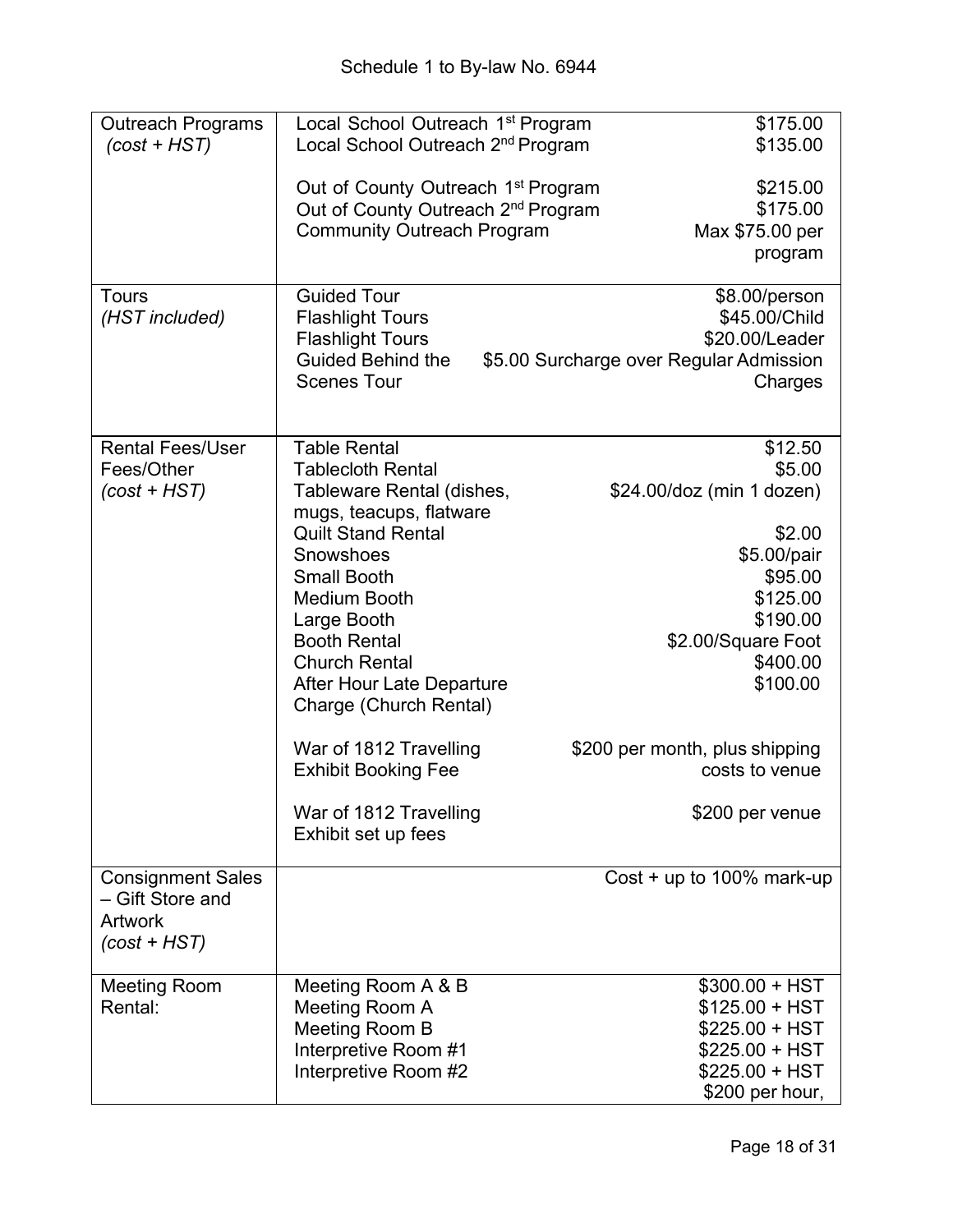Schedule 1 to By-law No. 6944

| | | |
|---|---|---|
| Outreach Programs *(cost + HST)* | Local School Outreach 1st Program<br>Local School Outreach 2nd Program<br><br>Out of County Outreach 1st Program<br>Out of County Outreach 2nd Program<br>Community Outreach Program | $175.00<br>$135.00<br><br>$215.00<br>$175.00<br>Max $75.00 per program |
| Tours *(HST included)* | Guided Tour<br>Flashlight Tours<br>Flashlight Tours<br>Guided Behind the Scenes Tour | $8.00/person<br>$45.00/Child<br>$20.00/Leader<br>$5.00 Surcharge over Regular Admission Charges |
| Rental Fees/User Fees/Other *(cost + HST)* | Table Rental<br>Tablecloth Rental<br>Tableware Rental (dishes, mugs, teacups, flatware<br>Quilt Stand Rental<br>Snowshoes<br>Small Booth<br>Medium Booth<br>Large Booth<br>Booth Rental<br>Church Rental<br>After Hour Late Departure Charge (Church Rental)<br><br>War of 1812 Travelling Exhibit Booking Fee<br><br>War of 1812 Travelling Exhibit set up fees | $12.50<br>$5.00<br>$24.00/doz (min 1 dozen)<br><br>$2.00<br>$5.00/pair<br>$95.00<br>$125.00<br>$190.00<br>$2.00/Square Foot<br>$400.00<br>$100.00<br><br><br>$200 per month, plus shipping costs to venue<br><br>$200 per venue |
| Consignment Sales – Gift Store and Artwork *(cost + HST)* | | Cost + up to 100% mark-up |
| Meeting Room Rental: | Meeting Room A & B<br>Meeting Room A<br>Meeting Room B<br>Interpretive Room #1<br>Interpretive Room #2 | $300.00 + HST<br>$125.00 + HST<br>$225.00 + HST<br>$225.00 + HST<br>$225.00 + HST<br>$200 per hour, |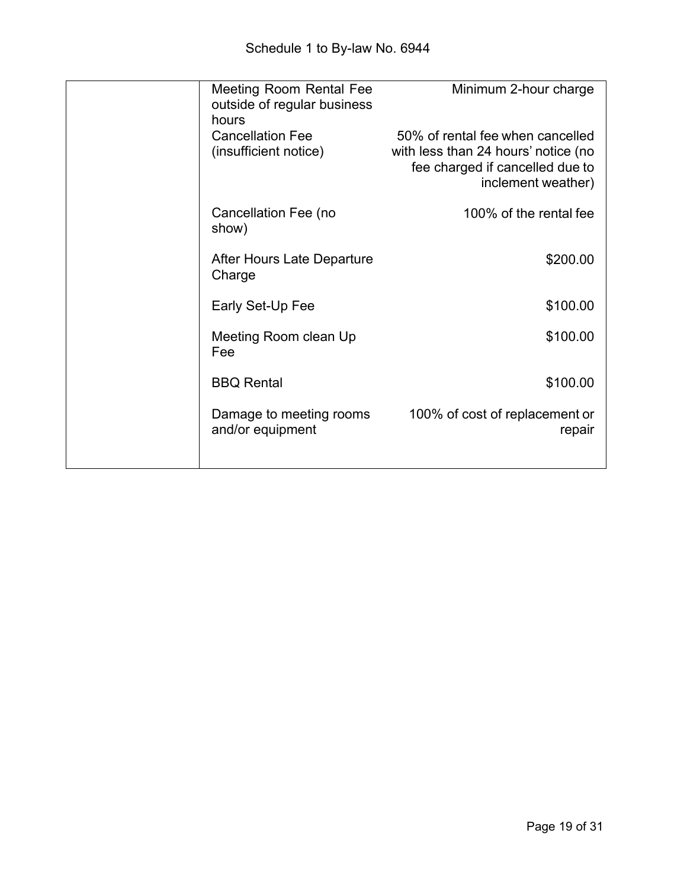Schedule 1 to By-law No. 6944

| | | |
|---|---|---|
| | Meeting Room Rental Fee outside of regular business hours | Minimum 2-hour charge |
| | Cancellation Fee (insufficient notice) | 50% of rental fee when cancelled with less than 24 hours' notice (no fee charged if cancelled due to inclement weather) |
| | Cancellation Fee (no show) | 100% of the rental fee |
| | After Hours Late Departure Charge | $200.00 |
| | Early Set-Up Fee | $100.00 |
| | Meeting Room clean Up Fee | $100.00 |
| | BBQ Rental | $100.00 |
| | Damage to meeting rooms and/or equipment | 100% of cost of replacement or repair |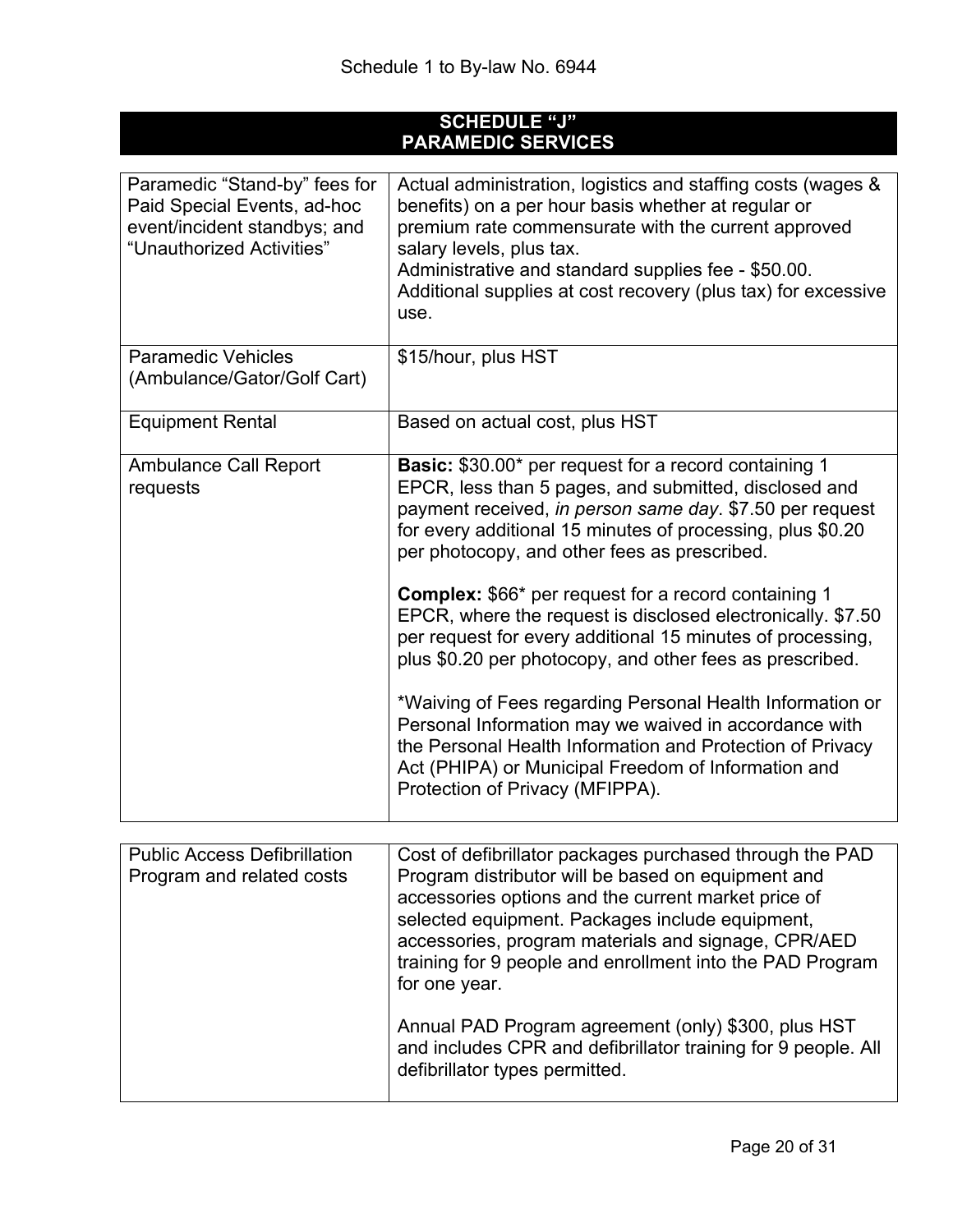Schedule 1 to By-law No. 6944

## SCHEDULE "J"
## PARAMEDIC SERVICES

| | |
|---|---|
| Paramedic "Stand-by" fees for Paid Special Events, ad-hoc event/incident standbys; and "Unauthorized Activities" | Actual administration, logistics and staffing costs (wages & benefits) on a per hour basis whether at regular or premium rate commensurate with the current approved salary levels, plus tax.<br>Administrative and standard supplies fee - $50.00.<br>Additional supplies at cost recovery (plus tax) for excessive use. |
| Paramedic Vehicles (Ambulance/Gator/Golf Cart) | $15/hour, plus HST |
| Equipment Rental | Based on actual cost, plus HST |
| Ambulance Call Report requests | **Basic:** $30.00* per request for a record containing 1 EPCR, less than 5 pages, and submitted, disclosed and payment received, *in person same day*. $7.50 per request for every additional 15 minutes of processing, plus $0.20 per photocopy, and other fees as prescribed.<br><br>**Complex:** $66* per request for a record containing 1 EPCR, where the request is disclosed electronically. $7.50 per request for every additional 15 minutes of processing, plus $0.20 per photocopy, and other fees as prescribed.<br><br>*Waiving of Fees regarding Personal Health Information or Personal Information may we waived in accordance with the Personal Health Information and Protection of Privacy Act (PHIPA) or Municipal Freedom of Information and Protection of Privacy (MFIPPA). |

| | |
|---|---|
| Public Access Defibrillation Program and related costs | Cost of defibrillator packages purchased through the PAD Program distributor will be based on equipment and accessories options and the current market price of selected equipment. Packages include equipment, accessories, program materials and signage, CPR/AED training for 9 people and enrollment into the PAD Program for one year.<br><br>Annual PAD Program agreement (only) $300, plus HST and includes CPR and defibrillator training for 9 people. All defibrillator types permitted. |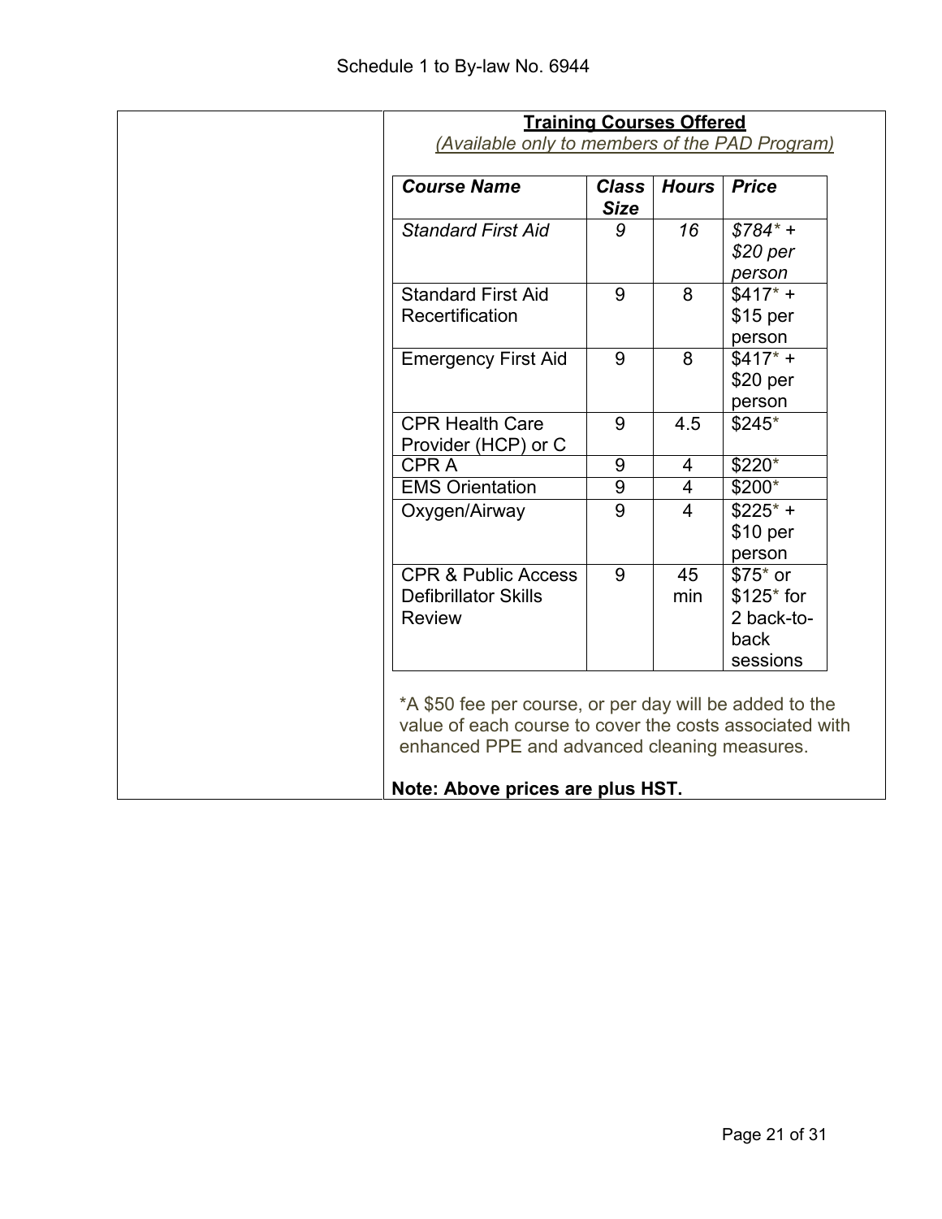**Training Courses Offered**

*(Available only to members of the PAD Program)*

| ***Course Name*** | ***Class Size*** | ***Hours*** | ***Price*** |
|---|---|---|---|
| *Standard First Aid* | *9* | *16* | *$784* + $20 per person* |
| Standard First Aid Recertification | 9 | 8 | $417* + $15 per person |
| Emergency First Aid | 9 | 8 | $417* + $20 per person |
| CPR Health Care Provider (HCP) or C | 9 | 4.5 | $245* |
| CPR A | 9 | 4 | $220* |
| EMS Orientation | 9 | 4 | $200* |
| Oxygen/Airway | 9 | 4 | $225* + $10 per person |
| CPR & Public Access Defibrillator Skills Review | 9 | 45 min | $75* or $125* for 2 back-to-back sessions |

*A $50 fee per course, or per day will be added to the value of each course to cover the costs associated with enhanced PPE and advanced cleaning measures.

**Note: Above prices are plus HST.**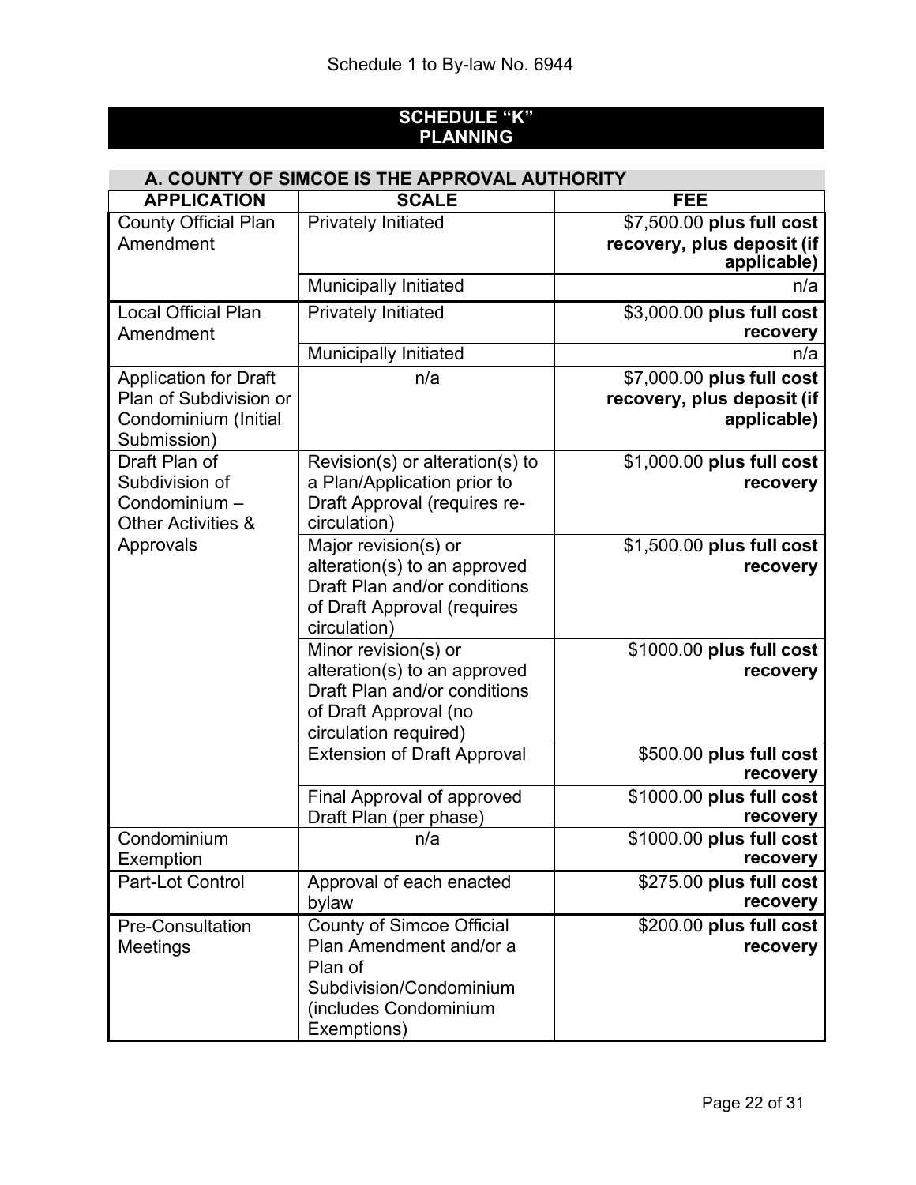Schedule 1 to By-law No. 6944

## SCHEDULE "K"
## PLANNING

### A. COUNTY OF SIMCOE IS THE APPROVAL AUTHORITY

| APPLICATION | SCALE | FEE |
|---|---|---|
| County Official Plan Amendment | Privately Initiated | $7,500.00 **plus full cost recovery, plus deposit (if applicable)** |
| | Municipally Initiated | n/a |
| Local Official Plan Amendment | Privately Initiated | $3,000.00 **plus full cost recovery** |
| | Municipally Initiated | n/a |
| Application for Draft Plan of Subdivision or Condominium (Initial Submission) | n/a | $7,000.00 **plus full cost recovery, plus deposit (if applicable)** |
| Draft Plan of Subdivision of Condominium – Other Activities & Approvals | Revision(s) or alteration(s) to a Plan/Application prior to Draft Approval (requires re-circulation) | $1,000.00 **plus full cost recovery** |
| | Major revision(s) or alteration(s) to an approved Draft Plan and/or conditions of Draft Approval (requires circulation) | $1,500.00 **plus full cost recovery** |
| | Minor revision(s) or alteration(s) to an approved Draft Plan and/or conditions of Draft Approval (no circulation required) | $1000.00 **plus full cost recovery** |
| | Extension of Draft Approval | $500.00 **plus full cost recovery** |
| | Final Approval of approved Draft Plan (per phase) | $1000.00 **plus full cost recovery** |
| Condominium Exemption | n/a | $1000.00 **plus full cost recovery** |
| Part-Lot Control | Approval of each enacted bylaw | $275.00 **plus full cost recovery** |
| Pre-Consultation Meetings | County of Simcoe Official Plan Amendment and/or a Plan of Subdivision/Condominium (includes Condominium Exemptions) | $200.00 **plus full cost recovery** |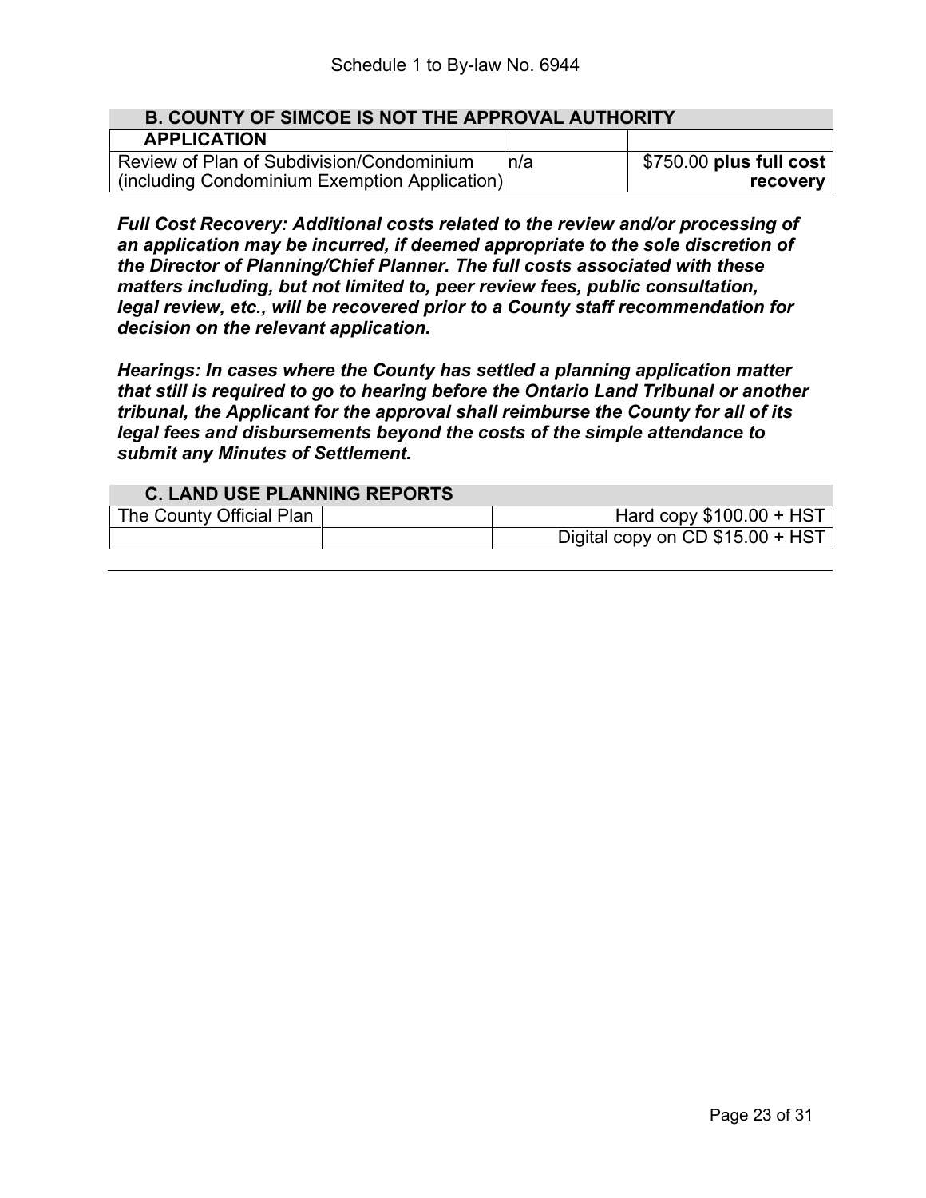Schedule 1 to By-law No. 6944

| **B. COUNTY OF SIMCOE IS NOT THE APPROVAL AUTHORITY** | | |
|---|---|---|
| **APPLICATION** | | |
| Review of Plan of Subdivision/Condominium (including Condominium Exemption Application) | n/a | $750.00 **plus full cost recovery** |

***Full Cost Recovery: Additional costs related to the review and/or processing of an application may be incurred, if deemed appropriate to the sole discretion of the Director of Planning/Chief Planner. The full costs associated with these matters including, but not limited to, peer review fees, public consultation, legal review, etc., will be recovered prior to a County staff recommendation for decision on the relevant application.***

***Hearings: In cases where the County has settled a planning application matter that still is required to go to hearing before the Ontario Land Tribunal or another tribunal, the Applicant for the approval shall reimburse the County for all of its legal fees and disbursements beyond the costs of the simple attendance to submit any Minutes of Settlement.***

| **C. LAND USE PLANNING REPORTS** | | |
|---|---|---|
| The County Official Plan | | Hard copy $100.00 + HST |
| | | Digital copy on CD $15.00 + HST |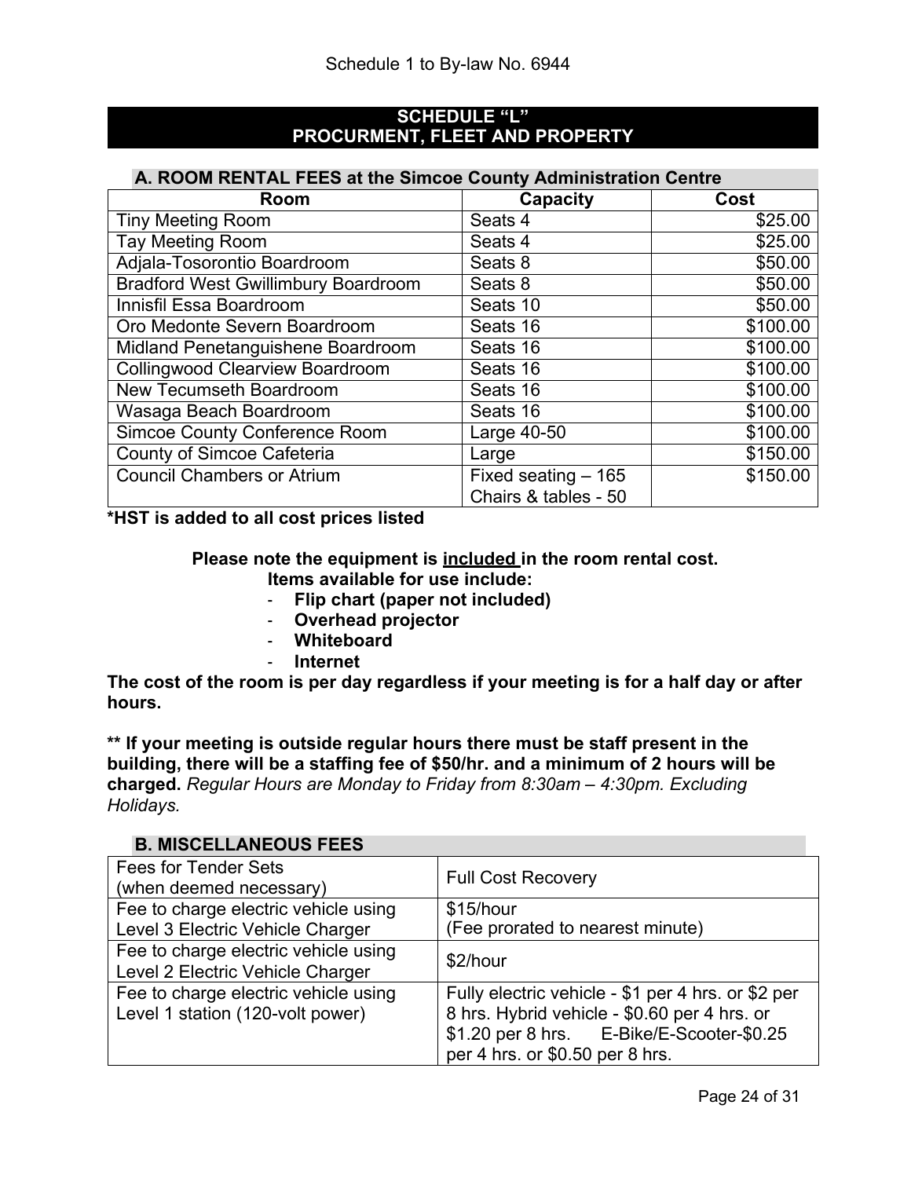Schedule 1 to By-law No. 6944

## SCHEDULE "L"
## PROCURMENT, FLEET AND PROPERTY

### A. ROOM RENTAL FEES at the Simcoe County Administration Centre

| Room | Capacity | Cost |
|---|---|---|
| Tiny Meeting Room | Seats 4 | $25.00 |
| Tay Meeting Room | Seats 4 | $25.00 |
| Adjala-Tosorontio Boardroom | Seats 8 | $50.00 |
| Bradford West Gwillimbury Boardroom | Seats 8 | $50.00 |
| Innisfil Essa Boardroom | Seats 10 | $50.00 |
| Oro Medonte Severn Boardroom | Seats 16 | $100.00 |
| Midland Penetanguishene Boardroom | Seats 16 | $100.00 |
| Collingwood Clearview Boardroom | Seats 16 | $100.00 |
| New Tecumseth Boardroom | Seats 16 | $100.00 |
| Wasaga Beach Boardroom | Seats 16 | $100.00 |
| Simcoe County Conference Room | Large 40-50 | $100.00 |
| County of Simcoe Cafeteria | Large | $150.00 |
| Council Chambers or Atrium | Fixed seating – 165 Chairs & tables - 50 | $150.00 |

**\*HST is added to all cost prices listed**

**Please note the equipment is included in the room rental cost.**
**Items available for use include:**

- **Flip chart (paper not included)**
- **Overhead projector**
- **Whiteboard**
- **Internet**

**The cost of the room is per day regardless if your meeting is for a half day or after hours.**

**\*\* If your meeting is outside regular hours there must be staff present in the building, there will be a staffing fee of $50/hr. and a minimum of 2 hours will be charged.** *Regular Hours are Monday to Friday from 8:30am – 4:30pm. Excluding Holidays.*

### B. MISCELLANEOUS FEES

| | |
|---|---|
| Fees for Tender Sets (when deemed necessary) | Full Cost Recovery |
| Fee to charge electric vehicle using Level 3 Electric Vehicle Charger | $15/hour (Fee prorated to nearest minute) |
| Fee to charge electric vehicle using Level 2 Electric Vehicle Charger | $2/hour |
| Fee to charge electric vehicle using Level 1 station (120-volt power) | Fully electric vehicle - $1 per 4 hrs. or $2 per 8 hrs. Hybrid vehicle - $0.60 per 4 hrs. or $1.20 per 8 hrs. E-Bike/E-Scooter-$0.25 per 4 hrs. or $0.50 per 8 hrs. |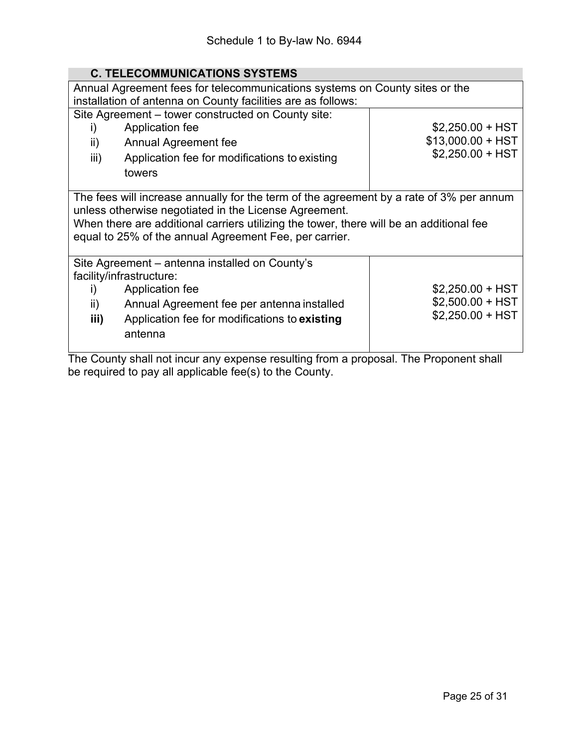Schedule 1 to By-law No. 6944

| **C. TELECOMMUNICATIONS SYSTEMS** | |
|---|---|
| Annual Agreement fees for telecommunications systems on County sites or the installation of antenna on County facilities are as follows: | |
| Site Agreement – tower constructed on County site:<br>i) Application fee<br>ii) Annual Agreement fee<br>iii) Application fee for modifications to existing towers | <br>$2,250.00 + HST<br>$13,000.00 + HST<br>$2,250.00 + HST |
| The fees will increase annually for the term of the agreement by a rate of 3% per annum unless otherwise negotiated in the License Agreement.<br>When there are additional carriers utilizing the tower, there will be an additional fee equal to 25% of the annual Agreement Fee, per carrier. | |
| Site Agreement – antenna installed on County's facility/infrastructure:<br>i) Application fee<br>ii) Annual Agreement fee per antenna installed<br>**iii)** Application fee for modifications to **existing** antenna | <br><br>$2,250.00 + HST<br>$2,500.00 + HST<br>$2,250.00 + HST |

The County shall not incur any expense resulting from a proposal. The Proponent shall be required to pay all applicable fee(s) to the County.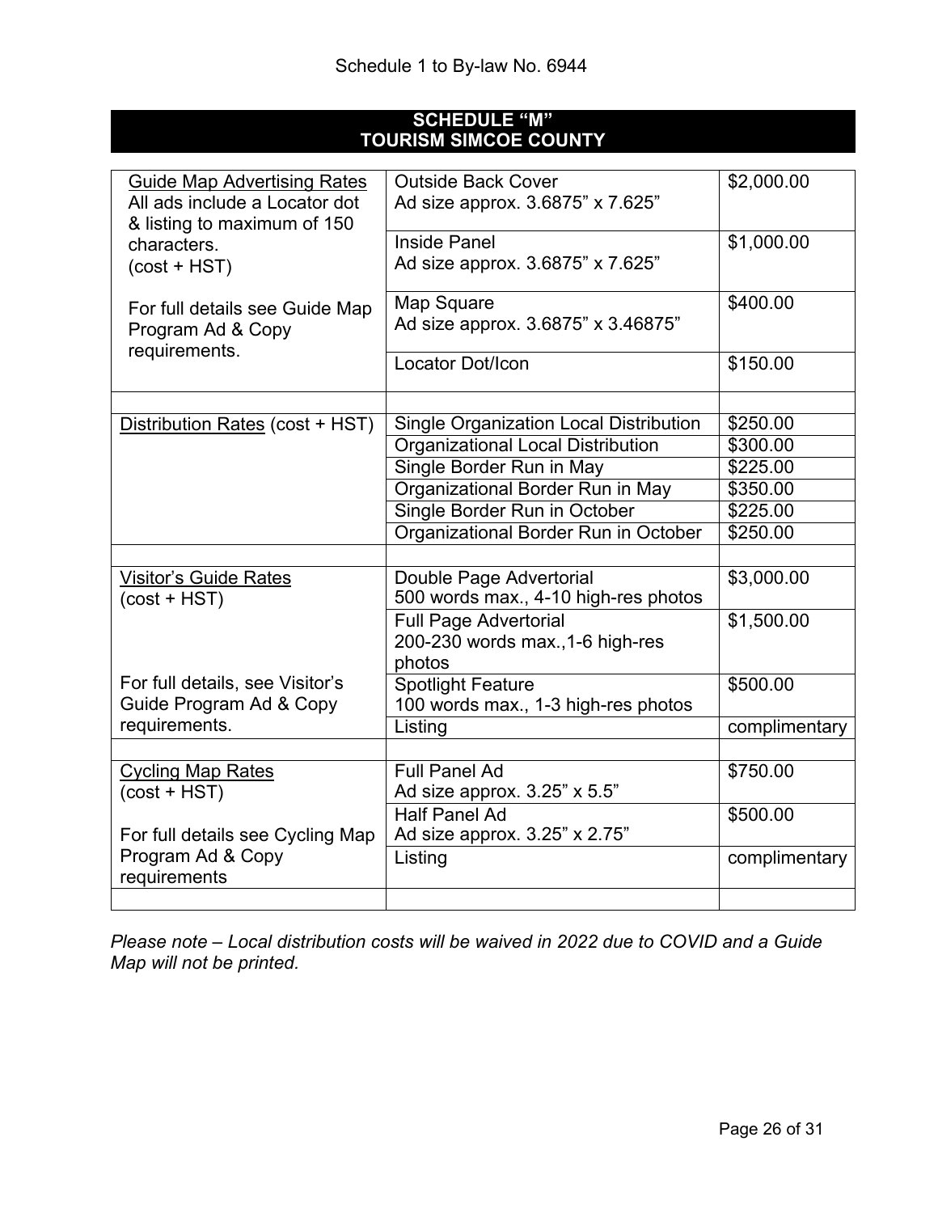Schedule 1 to By-law No. 6944

# SCHEDULE "M"
# TOURISM SIMCOE COUNTY

| Category | Item | Rate |
|---|---|---|
| Guide Map Advertising Rates<br>All ads include a Locator dot & listing to maximum of 150 characters.<br>(cost + HST)<br><br>For full details see Guide Map Program Ad & Copy requirements. | Outside Back Cover<br>Ad size approx. 3.6875" x 7.625" | $2,000.00 |
| | Inside Panel<br>Ad size approx. 3.6875" x 7.625" | $1,000.00 |
| | Map Square<br>Ad size approx. 3.6875" x 3.46875" | $400.00 |
| | Locator Dot/Icon | $150.00 |
| | | |
| Distribution Rates (cost + HST) | Single Organization Local Distribution | $250.00 |
| | Organizational Local Distribution | $300.00 |
| | Single Border Run in May | $225.00 |
| | Organizational Border Run in May | $350.00 |
| | Single Border Run in October | $225.00 |
| | Organizational Border Run in October | $250.00 |
| | | |
| Visitor's Guide Rates<br>(cost + HST)<br><br>For full details, see Visitor's Guide Program Ad & Copy requirements. | Double Page Advertorial<br>500 words max., 4-10 high-res photos | $3,000.00 |
| | Full Page Advertorial<br>200-230 words max.,1-6 high-res photos | $1,500.00 |
| | Spotlight Feature<br>100 words max., 1-3 high-res photos | $500.00 |
| | Listing | complimentary |
| | | |
| Cycling Map Rates<br>(cost + HST)<br><br>For full details see Cycling Map Program Ad & Copy requirements | Full Panel Ad<br>Ad size approx. 3.25" x 5.5" | $750.00 |
| | Half Panel Ad<br>Ad size approx. 3.25" x 2.75" | $500.00 |
| | Listing | complimentary |
| | | |

*Please note – Local distribution costs will be waived in 2022 due to COVID and a Guide Map will not be printed.*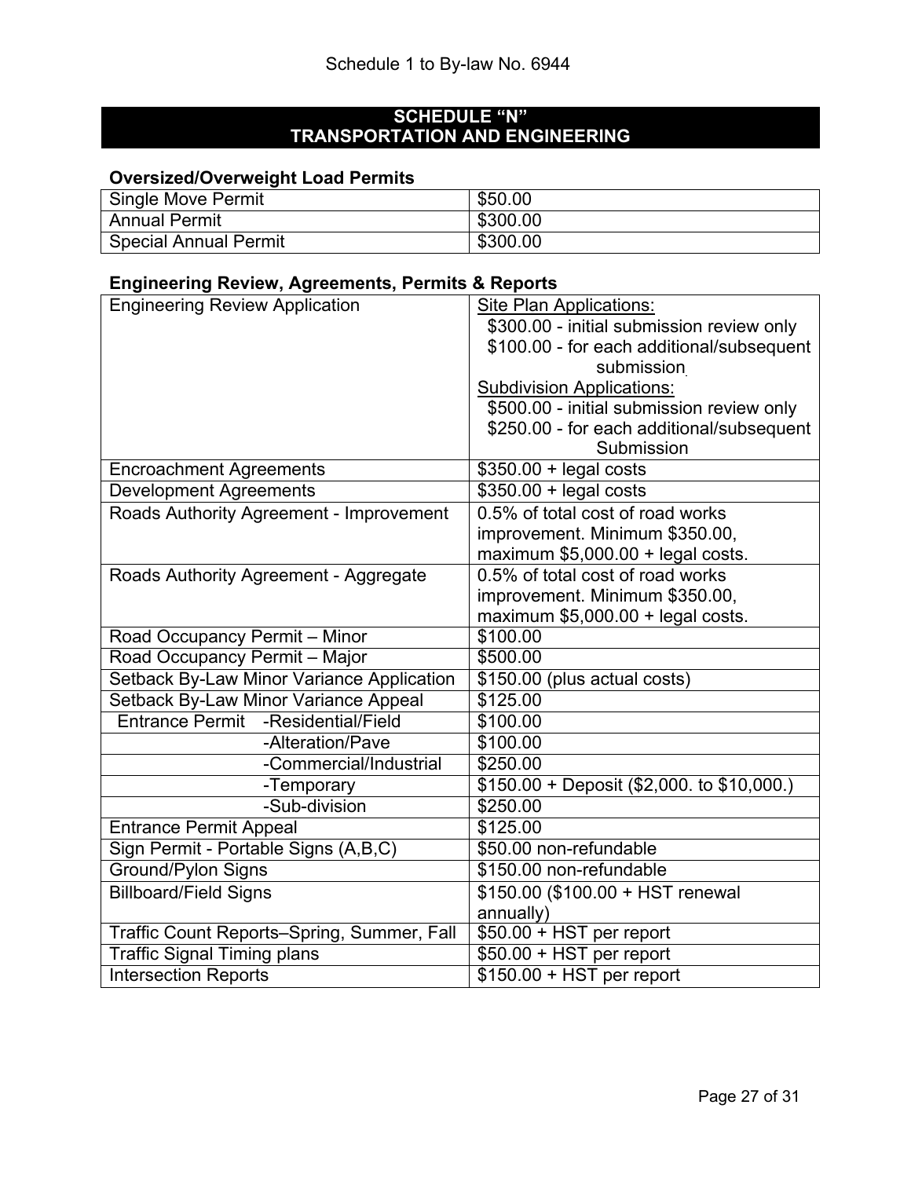Schedule 1 to By-law No. 6944

## SCHEDULE "N"
## TRANSPORTATION AND ENGINEERING

### Oversized/Overweight Load Permits

| | |
|---|---|
| Single Move Permit | $50.00 |
| Annual Permit | $300.00 |
| Special Annual Permit | $300.00 |

### Engineering Review, Agreements, Permits & Reports

| | |
|---|---|
| Engineering Review Application | Site Plan Applications:<br>$300.00 - initial submission review only<br>$100.00 - for each additional/subsequent submission<br>Subdivision Applications:<br>$500.00 - initial submission review only<br>$250.00 - for each additional/subsequent Submission |
| Encroachment Agreements | $350.00 + legal costs |
| Development Agreements | $350.00 + legal costs |
| Roads Authority Agreement - Improvement | 0.5% of total cost of road works improvement. Minimum $350.00, maximum $5,000.00 + legal costs. |
| Roads Authority Agreement - Aggregate | 0.5% of total cost of road works improvement. Minimum $350.00, maximum $5,000.00 + legal costs. |
| Road Occupancy Permit – Minor | $100.00 |
| Road Occupancy Permit – Major | $500.00 |
| Setback By-Law Minor Variance Application | $150.00 (plus actual costs) |
| Setback By-Law Minor Variance Appeal | $125.00 |
| Entrance Permit -Residential/Field | $100.00 |
| -Alteration/Pave | $100.00 |
| -Commercial/Industrial | $250.00 |
| -Temporary | $150.00 + Deposit ($2,000. to $10,000.) |
| -Sub-division | $250.00 |
| Entrance Permit Appeal | $125.00 |
| Sign Permit - Portable Signs (A,B,C) | $50.00 non-refundable |
| Ground/Pylon Signs | $150.00 non-refundable |
| Billboard/Field Signs | $150.00 ($100.00 + HST renewal annually) |
| Traffic Count Reports–Spring, Summer, Fall | $50.00 + HST per report |
| Traffic Signal Timing plans | $50.00 + HST per report |
| Intersection Reports | $150.00 + HST per report |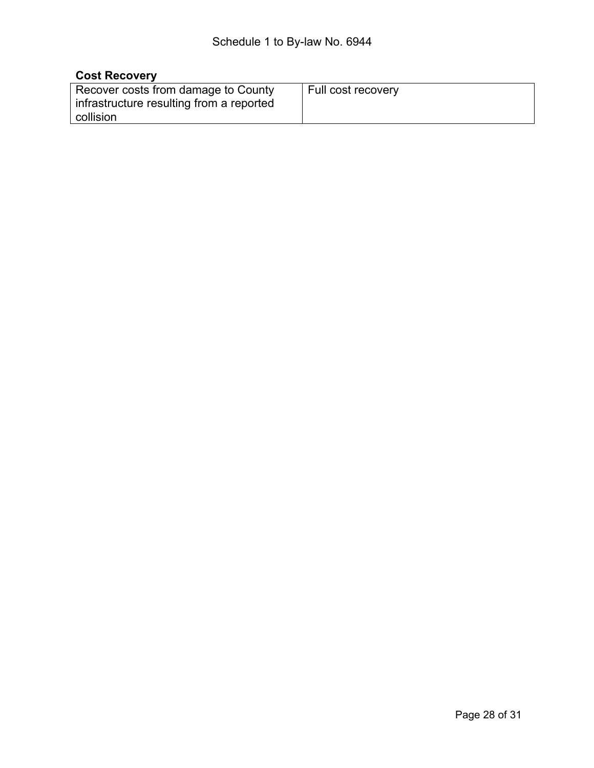**Cost Recovery**

| Recover costs from damage to County infrastructure resulting from a reported collision | Full cost recovery |
| --- | --- |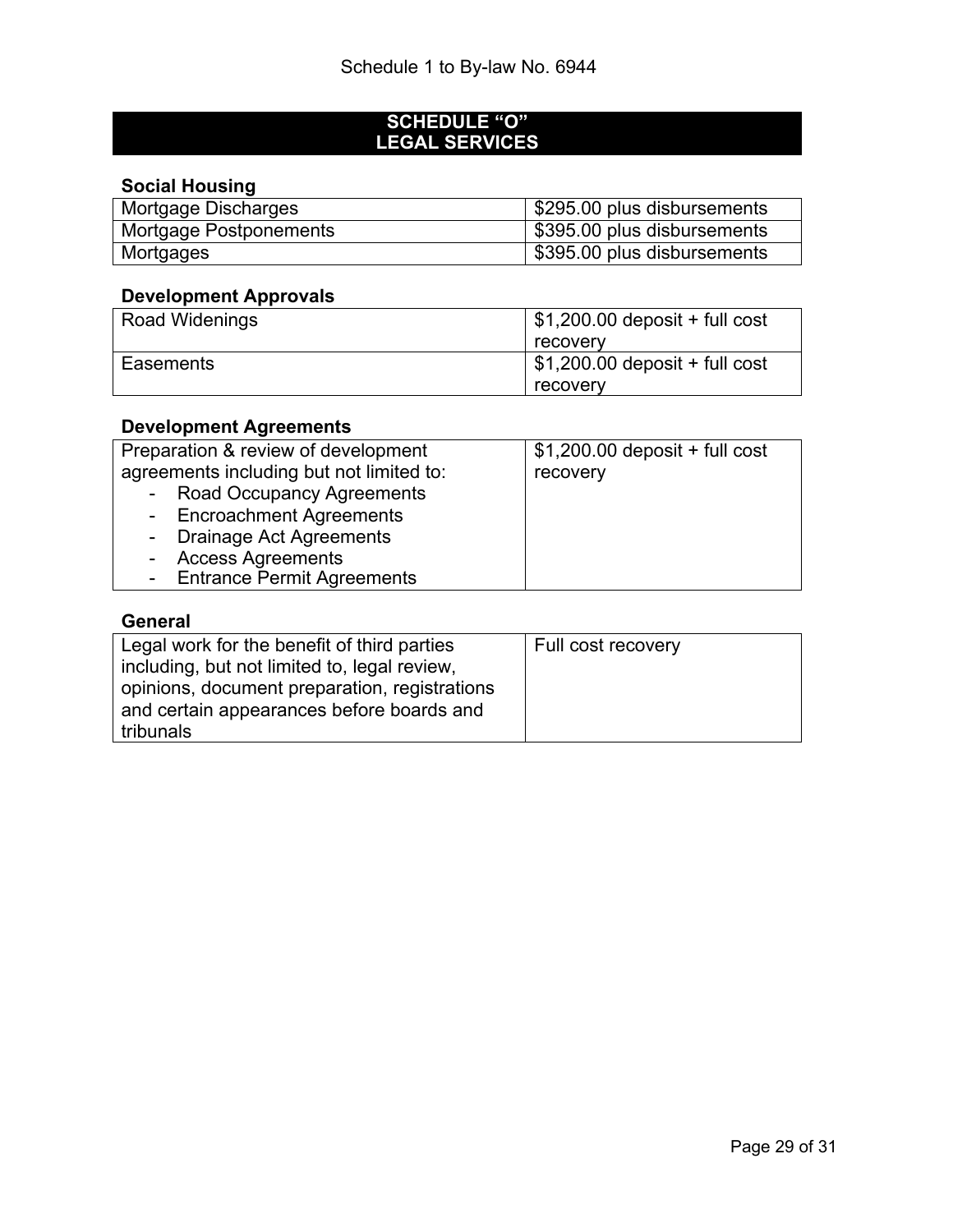Schedule 1 to By-law No. 6944

## SCHEDULE "O"
## LEGAL SERVICES

### Social Housing

| | |
|---|---|
| Mortgage Discharges | $295.00 plus disbursements |
| Mortgage Postponements | $395.00 plus disbursements |
| Mortgages | $395.00 plus disbursements |

### Development Approvals

| | |
|---|---|
| Road Widenings | $1,200.00 deposit + full cost recovery |
| Easements | $1,200.00 deposit + full cost recovery |

### Development Agreements

| | |
|---|---|
| Preparation & review of development agreements including but not limited to:<br>- Road Occupancy Agreements<br>- Encroachment Agreements<br>- Drainage Act Agreements<br>- Access Agreements<br>- Entrance Permit Agreements | $1,200.00 deposit + full cost recovery |

### General

| | |
|---|---|
| Legal work for the benefit of third parties including, but not limited to, legal review, opinions, document preparation, registrations and certain appearances before boards and tribunals | Full cost recovery |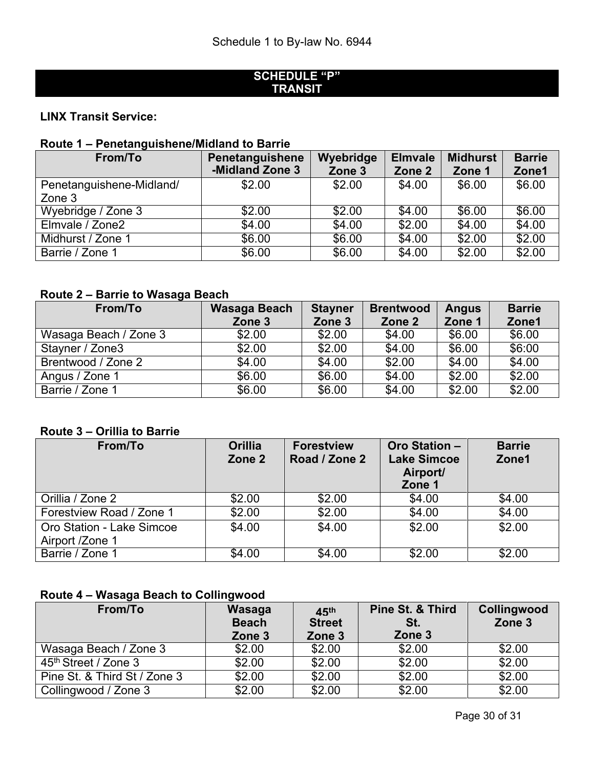Schedule 1 to By-law No. 6944

## SCHEDULE "P"
## TRANSIT

**LINX Transit Service:**

**Route 1 – Penetanguishene/Midland to Barrie**

| From/To | Penetanguishene -Midland Zone 3 | Wyebridge Zone 3 | Elmvale Zone 2 | Midhurst Zone 1 | Barrie Zone1 |
|---|---|---|---|---|---|
| Penetanguishene-Midland/ Zone 3 | $2.00 | $2.00 | $4.00 | $6.00 | $6.00 |
| Wyebridge / Zone 3 | $2.00 | $2.00 | $4.00 | $6.00 | $6.00 |
| Elmvale / Zone2 | $4.00 | $4.00 | $2.00 | $4.00 | $4.00 |
| Midhurst / Zone 1 | $6.00 | $6.00 | $4.00 | $2.00 | $2.00 |
| Barrie / Zone 1 | $6.00 | $6.00 | $4.00 | $2.00 | $2.00 |

**Route 2 – Barrie to Wasaga Beach**

| From/To | Wasaga Beach Zone 3 | Stayner Zone 3 | Brentwood Zone 2 | Angus Zone 1 | Barrie Zone1 |
|---|---|---|---|---|---|
| Wasaga Beach / Zone 3 | $2.00 | $2.00 | $4.00 | $6.00 | $6.00 |
| Stayner / Zone3 | $2.00 | $2.00 | $4.00 | $6.00 | $6:00 |
| Brentwood / Zone 2 | $4.00 | $4.00 | $2.00 | $4.00 | $4.00 |
| Angus / Zone 1 | $6.00 | $6.00 | $4.00 | $2.00 | $2.00 |
| Barrie / Zone 1 | $6.00 | $6.00 | $4.00 | $2.00 | $2.00 |

**Route 3 – Orillia to Barrie**

| From/To | Orillia Zone 2 | Forestview Road / Zone 2 | Oro Station – Lake Simcoe Airport/ Zone 1 | Barrie Zone1 |
|---|---|---|---|---|
| Orillia / Zone 2 | $2.00 | $2.00 | $4.00 | $4.00 |
| Forestview Road / Zone 1 | $2.00 | $2.00 | $4.00 | $4.00 |
| Oro Station - Lake Simcoe Airport /Zone 1 | $4.00 | $4.00 | $2.00 | $2.00 |
| Barrie / Zone 1 | $4.00 | $4.00 | $2.00 | $2.00 |

**Route 4 – Wasaga Beach to Collingwood**

| From/To | Wasaga Beach Zone 3 | 45th Street Zone 3 | Pine St. & Third St. Zone 3 | Collingwood Zone 3 |
|---|---|---|---|---|
| Wasaga Beach / Zone 3 | $2.00 | $2.00 | $2.00 | $2.00 |
| 45th Street / Zone 3 | $2.00 | $2.00 | $2.00 | $2.00 |
| Pine St. & Third St / Zone 3 | $2.00 | $2.00 | $2.00 | $2.00 |
| Collingwood / Zone 3 | $2.00 | $2.00 | $2.00 | $2.00 |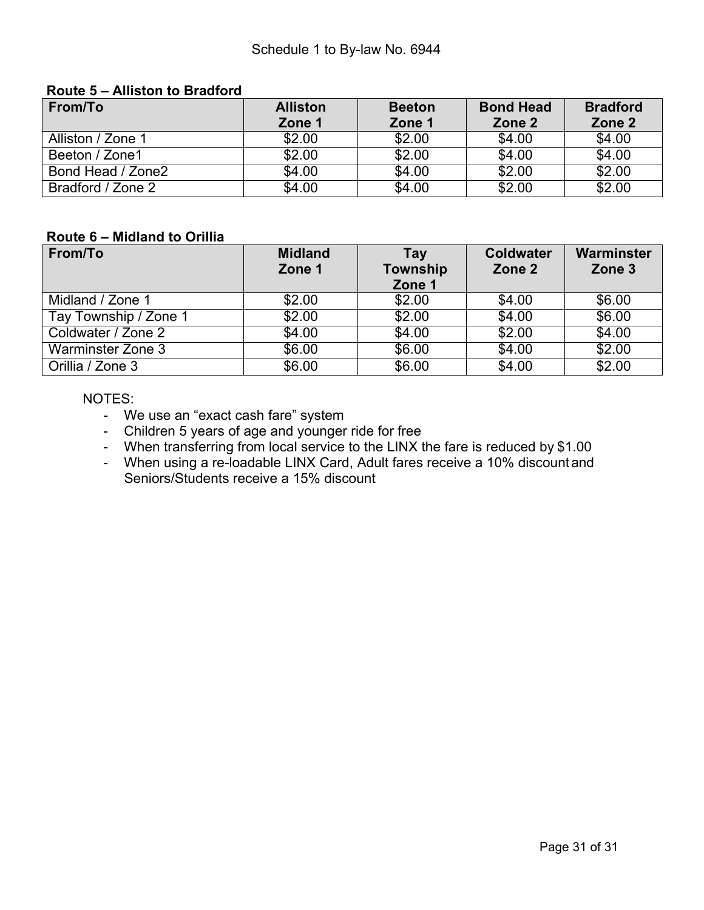Schedule 1 to By-law No. 6944

**Route 5 – Alliston to Bradford**

| From/To | Alliston Zone 1 | Beeton Zone 1 | Bond Head Zone 2 | Bradford Zone 2 |
|---|---|---|---|---|
| Alliston / Zone 1 | $2.00 | $2.00 | $4.00 | $4.00 |
| Beeton / Zone1 | $2.00 | $2.00 | $4.00 | $4.00 |
| Bond Head / Zone2 | $4.00 | $4.00 | $2.00 | $2.00 |
| Bradford / Zone 2 | $4.00 | $4.00 | $2.00 | $2.00 |

**Route 6 – Midland to Orillia**

| From/To | Midland Zone 1 | Tay Township Zone 1 | Coldwater Zone 2 | Warminster Zone 3 |
|---|---|---|---|---|
| Midland / Zone 1 | $2.00 | $2.00 | $4.00 | $6.00 |
| Tay Township / Zone 1 | $2.00 | $2.00 | $4.00 | $6.00 |
| Coldwater / Zone 2 | $4.00 | $4.00 | $2.00 | $4.00 |
| Warminster Zone 3 | $6.00 | $6.00 | $4.00 | $2.00 |
| Orillia / Zone 3 | $6.00 | $6.00 | $4.00 | $2.00 |

NOTES:

- We use an "exact cash fare" system
- Children 5 years of age and younger ride for free
- When transferring from local service to the LINX the fare is reduced by $1.00
- When using a re-loadable LINX Card, Adult fares receive a 10% discount and Seniors/Students receive a 15% discount